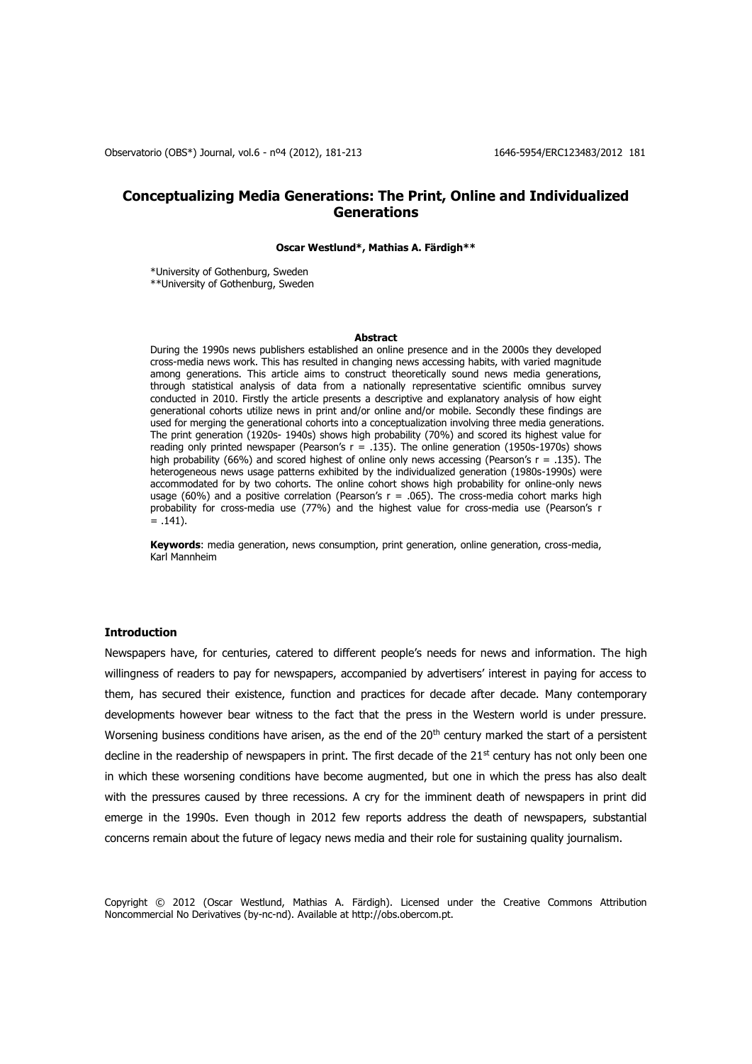# Conceptualizing Media Generations: The Print, Online and Individualized Generations

**Oscar Westlund\*, Mathias A. Färdigh\*\***

\*University of Gothenburg, Sweden
\*\*University of Gothenburg, Sweden

## Abstract

During the 1990s news publishers established an online presence and in the 2000s they developed cross-media news work. This has resulted in changing news accessing habits, with varied magnitude among generations. This article aims to construct theoretically sound news media generations, through statistical analysis of data from a nationally representative scientific omnibus survey conducted in 2010. Firstly the article presents a descriptive and explanatory analysis of how eight generational cohorts utilize news in print and/or online and/or mobile. Secondly these findings are used for merging the generational cohorts into a conceptualization involving three media generations. The print generation (1920s- 1940s) shows high probability (70%) and scored its highest value for reading only printed newspaper (Pearson's $r = .135$). The online generation (1950s-1970s) shows high probability (66%) and scored highest of online only news accessing (Pearson's $r = .135$). The heterogeneous news usage patterns exhibited by the individualized generation (1980s-1990s) were accommodated for by two cohorts. The online cohort shows high probability for online-only news usage (60%) and a positive correlation (Pearson's $r = .065$). The cross-media cohort marks high probability for cross-media use (77%) and the highest value for cross-media use (Pearson's $r = .141$).

**Keywords**: media generation, news consumption, print generation, online generation, cross-media, Karl Mannheim

## Introduction

Newspapers have, for centuries, catered to different people's needs for news and information. The high willingness of readers to pay for newspapers, accompanied by advertisers' interest in paying for access to them, has secured their existence, function and practices for decade after decade. Many contemporary developments however bear witness to the fact that the press in the Western world is under pressure. Worsening business conditions have arisen, as the end of the 20th century marked the start of a persistent decline in the readership of newspapers in print. The first decade of the 21st century has not only been one in which these worsening conditions have become augmented, but one in which the press has also dealt with the pressures caused by three recessions. A cry for the imminent death of newspapers in print did emerge in the 1990s. Even though in 2012 few reports address the death of newspapers, substantial concerns remain about the future of legacy news media and their role for sustaining quality journalism.

Copyright © 2012 (Oscar Westlund, Mathias A. Färdigh). Licensed under the Creative Commons Attribution Noncommercial No Derivatives (by-nc-nd). Available at http://obs.obercom.pt.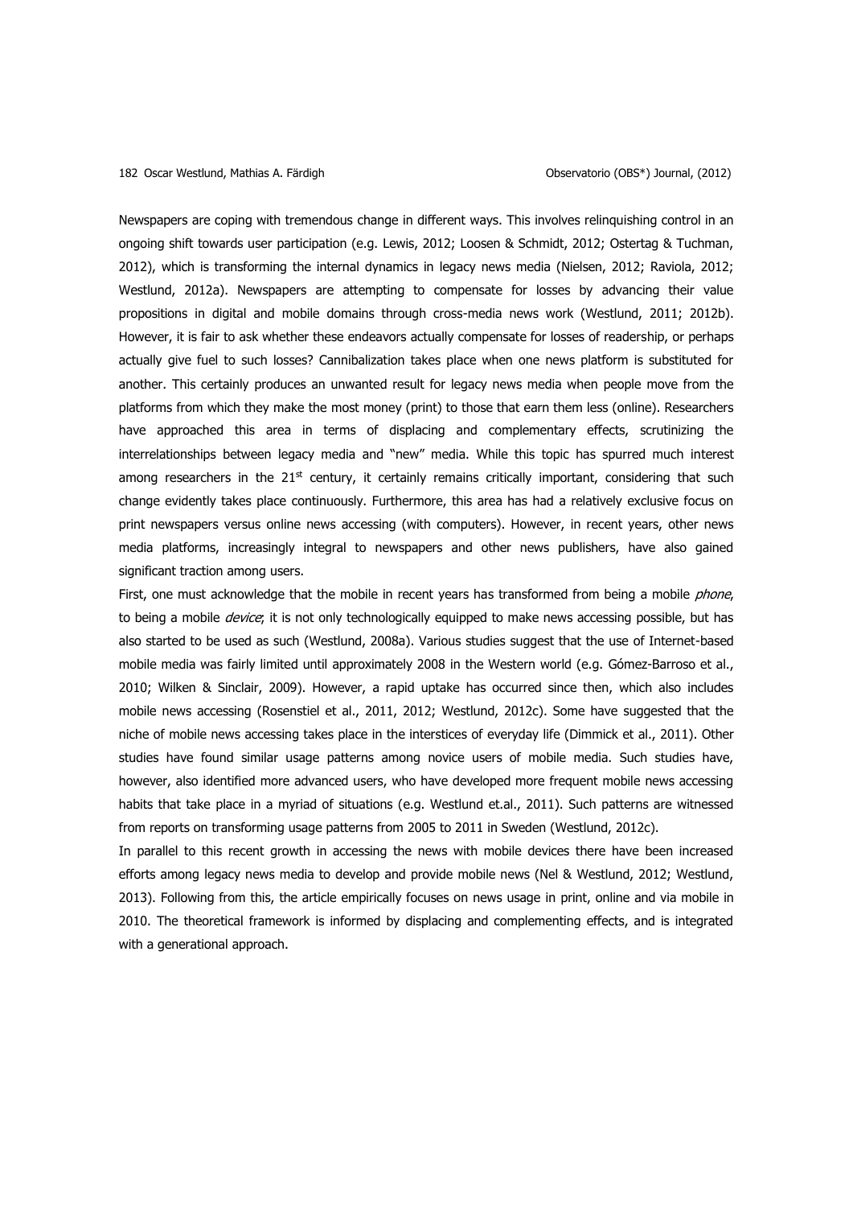Newspapers are coping with tremendous change in different ways. This involves relinquishing control in an ongoing shift towards user participation (e.g. Lewis, 2012; Loosen & Schmidt, 2012; Ostertag & Tuchman, 2012), which is transforming the internal dynamics in legacy news media (Nielsen, 2012; Raviola, 2012; Westlund, 2012a). Newspapers are attempting to compensate for losses by advancing their value propositions in digital and mobile domains through cross-media news work (Westlund, 2011; 2012b). However, it is fair to ask whether these endeavors actually compensate for losses of readership, or perhaps actually give fuel to such losses? Cannibalization takes place when one news platform is substituted for another. This certainly produces an unwanted result for legacy news media when people move from the platforms from which they make the most money (print) to those that earn them less (online). Researchers have approached this area in terms of displacing and complementary effects, scrutinizing the interrelationships between legacy media and "new" media. While this topic has spurred much interest among researchers in the 21st century, it certainly remains critically important, considering that such change evidently takes place continuously. Furthermore, this area has had a relatively exclusive focus on print newspapers versus online news accessing (with computers). However, in recent years, other news media platforms, increasingly integral to newspapers and other news publishers, have also gained significant traction among users.

First, one must acknowledge that the mobile in recent years has transformed from being a mobile *phone*, to being a mobile *device*; it is not only technologically equipped to make news accessing possible, but has also started to be used as such (Westlund, 2008a). Various studies suggest that the use of Internet-based mobile media was fairly limited until approximately 2008 in the Western world (e.g. Gómez-Barroso et al., 2010; Wilken & Sinclair, 2009). However, a rapid uptake has occurred since then, which also includes mobile news accessing (Rosenstiel et al., 2011, 2012; Westlund, 2012c). Some have suggested that the niche of mobile news accessing takes place in the interstices of everyday life (Dimmick et al., 2011). Other studies have found similar usage patterns among novice users of mobile media. Such studies have, however, also identified more advanced users, who have developed more frequent mobile news accessing habits that take place in a myriad of situations (e.g. Westlund et.al., 2011). Such patterns are witnessed from reports on transforming usage patterns from 2005 to 2011 in Sweden (Westlund, 2012c).

In parallel to this recent growth in accessing the news with mobile devices there have been increased efforts among legacy news media to develop and provide mobile news (Nel & Westlund, 2012; Westlund, 2013). Following from this, the article empirically focuses on news usage in print, online and via mobile in 2010. The theoretical framework is informed by displacing and complementing effects, and is integrated with a generational approach.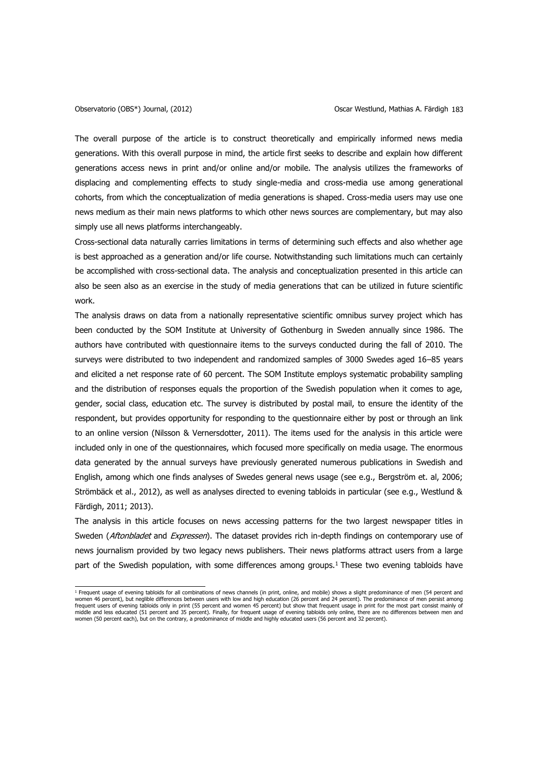The overall purpose of the article is to construct theoretically and empirically informed news media generations. With this overall purpose in mind, the article first seeks to describe and explain how different generations access news in print and/or online and/or mobile. The analysis utilizes the frameworks of displacing and complementing effects to study single-media and cross-media use among generational cohorts, from which the conceptualization of media generations is shaped. Cross-media users may use one news medium as their main news platforms to which other news sources are complementary, but may also simply use all news platforms interchangeably.

Cross-sectional data naturally carries limitations in terms of determining such effects and also whether age is best approached as a generation and/or life course. Notwithstanding such limitations much can certainly be accomplished with cross-sectional data. The analysis and conceptualization presented in this article can also be seen also as an exercise in the study of media generations that can be utilized in future scientific work.

The analysis draws on data from a nationally representative scientific omnibus survey project which has been conducted by the SOM Institute at University of Gothenburg in Sweden annually since 1986. The authors have contributed with questionnaire items to the surveys conducted during the fall of 2010. The surveys were distributed to two independent and randomized samples of 3000 Swedes aged 16–85 years and elicited a net response rate of 60 percent. The SOM Institute employs systematic probability sampling and the distribution of responses equals the proportion of the Swedish population when it comes to age, gender, social class, education etc. The survey is distributed by postal mail, to ensure the identity of the respondent, but provides opportunity for responding to the questionnaire either by post or through an link to an online version (Nilsson & Vernersdotter, 2011). The items used for the analysis in this article were included only in one of the questionnaires, which focused more specifically on media usage. The enormous data generated by the annual surveys have previously generated numerous publications in Swedish and English, among which one finds analyses of Swedes general news usage (see e.g., Bergström et. al, 2006; Strömbäck et al., 2012), as well as analyses directed to evening tabloids in particular (see e.g., Westlund & Färdigh, 2011; 2013).

The analysis in this article focuses on news accessing patterns for the two largest newspaper titles in Sweden (*Aftonbladet* and *Expressen*). The dataset provides rich in-depth findings on contemporary use of news journalism provided by two legacy news publishers. Their news platforms attract users from a large part of the Swedish population, with some differences among groups.[1] These two evening tabloids have

---

[1] Frequent usage of evening tabloids for all combinations of news channels (in print, online, and mobile) shows a slight predominance of men (54 percent and women 46 percent), but neglible differences between users with low and high education (26 percent and 24 percent). The predominance of men persist among frequent users of evening tabloids only in print (55 percent and women 45 percent) but show that frequent usage in print for the most part consist mainly of middle and less educated (51 percent and 35 percent). Finally, for frequent usage of evening tabloids only online, there are no differences between men and women (50 percent each), but on the contrary, a predominance of middle and highly educated users (56 percent and 32 percent).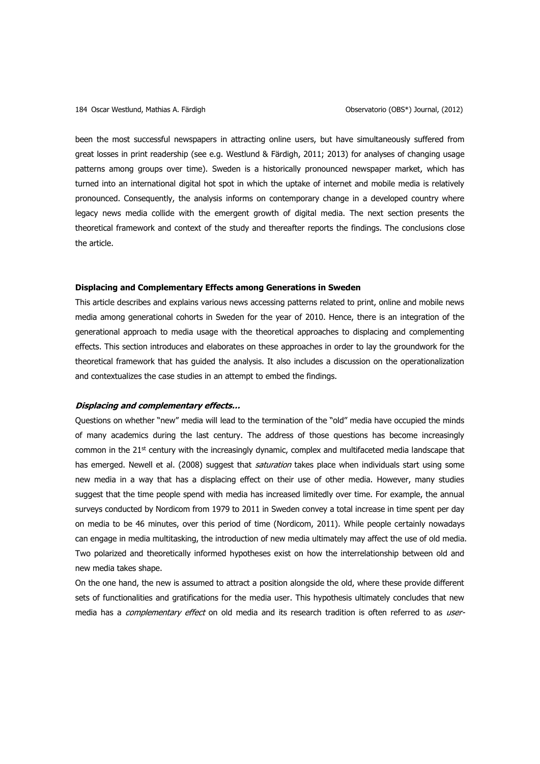been the most successful newspapers in attracting online users, but have simultaneously suffered from great losses in print readership (see e.g. Westlund & Färdigh, 2011; 2013) for analyses of changing usage patterns among groups over time). Sweden is a historically pronounced newspaper market, which has turned into an international digital hot spot in which the uptake of internet and mobile media is relatively pronounced. Consequently, the analysis informs on contemporary change in a developed country where legacy news media collide with the emergent growth of digital media. The next section presents the theoretical framework and context of the study and thereafter reports the findings. The conclusions close the article.

## Displacing and Complementary Effects among Generations in Sweden

This article describes and explains various news accessing patterns related to print, online and mobile news media among generational cohorts in Sweden for the year of 2010. Hence, there is an integration of the generational approach to media usage with the theoretical approaches to displacing and complementing effects. This section introduces and elaborates on these approaches in order to lay the groundwork for the theoretical framework that has guided the analysis. It also includes a discussion on the operationalization and contextualizes the case studies in an attempt to embed the findings.

### *Displacing and complementary effects…*

Questions on whether "new" media will lead to the termination of the "old" media have occupied the minds of many academics during the last century. The address of those questions has become increasingly common in the 21st century with the increasingly dynamic, complex and multifaceted media landscape that has emerged. Newell et al. (2008) suggest that *saturation* takes place when individuals start using some new media in a way that has a displacing effect on their use of other media. However, many studies suggest that the time people spend with media has increased limitedly over time. For example, the annual surveys conducted by Nordicom from 1979 to 2011 in Sweden convey a total increase in time spent per day on media to be 46 minutes, over this period of time (Nordicom, 2011). While people certainly nowadays can engage in media multitasking, the introduction of new media ultimately may affect the use of old media. Two polarized and theoretically informed hypotheses exist on how the interrelationship between old and new media takes shape.

On the one hand, the new is assumed to attract a position alongside the old, where these provide different sets of functionalities and gratifications for the media user. This hypothesis ultimately concludes that new media has a *complementary effect* on old media and its research tradition is often referred to as *user-*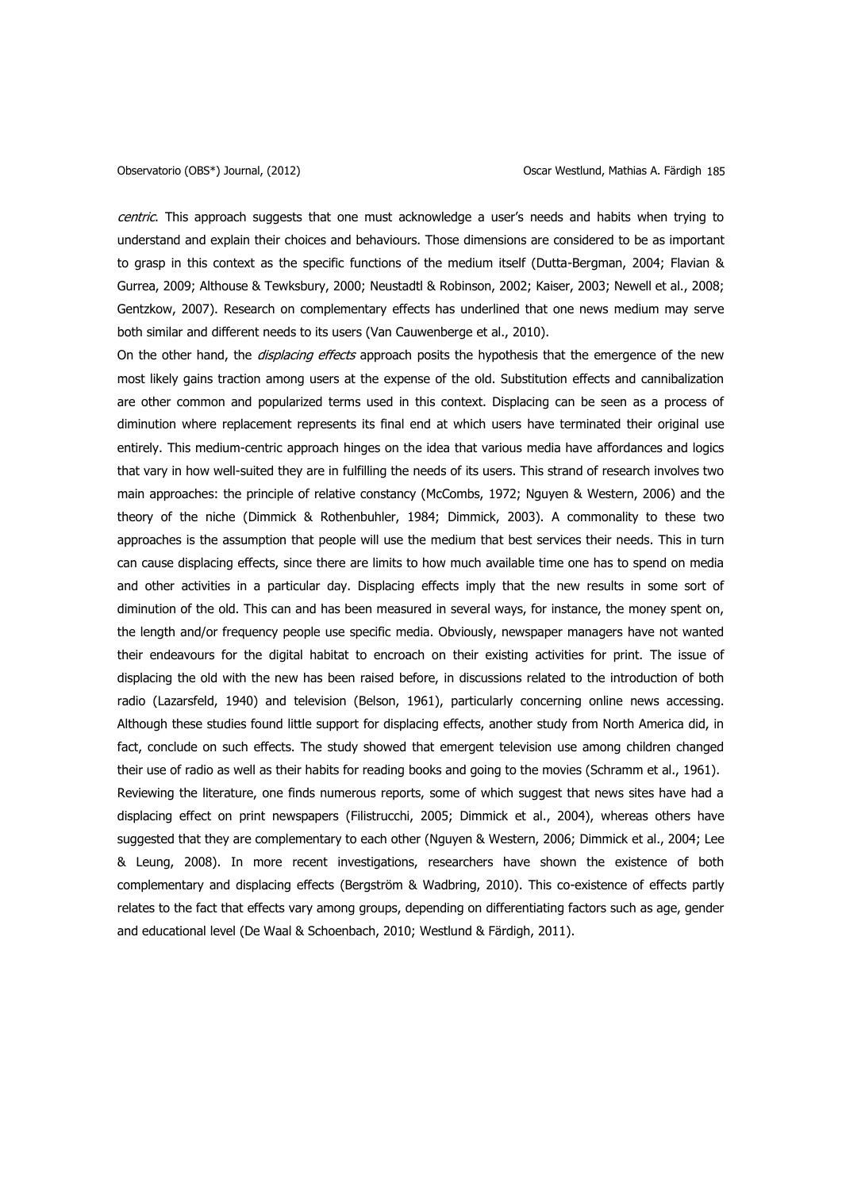*centric*. This approach suggests that one must acknowledge a user's needs and habits when trying to understand and explain their choices and behaviours. Those dimensions are considered to be as important to grasp in this context as the specific functions of the medium itself (Dutta-Bergman, 2004; Flavian & Gurrea, 2009; Althouse & Tewksbury, 2000; Neustadtl & Robinson, 2002; Kaiser, 2003; Newell et al., 2008; Gentzkow, 2007). Research on complementary effects has underlined that one news medium may serve both similar and different needs to its users (Van Cauwenberge et al., 2010).

On the other hand, the *displacing effects* approach posits the hypothesis that the emergence of the new most likely gains traction among users at the expense of the old. Substitution effects and cannibalization are other common and popularized terms used in this context. Displacing can be seen as a process of diminution where replacement represents its final end at which users have terminated their original use entirely. This medium-centric approach hinges on the idea that various media have affordances and logics that vary in how well-suited they are in fulfilling the needs of its users. This strand of research involves two main approaches: the principle of relative constancy (McCombs, 1972; Nguyen & Western, 2006) and the theory of the niche (Dimmick & Rothenbuhler, 1984; Dimmick, 2003). A commonality to these two approaches is the assumption that people will use the medium that best services their needs. This in turn can cause displacing effects, since there are limits to how much available time one has to spend on media and other activities in a particular day. Displacing effects imply that the new results in some sort of diminution of the old. This can and has been measured in several ways, for instance, the money spent on, the length and/or frequency people use specific media. Obviously, newspaper managers have not wanted their endeavours for the digital habitat to encroach on their existing activities for print. The issue of displacing the old with the new has been raised before, in discussions related to the introduction of both radio (Lazarsfeld, 1940) and television (Belson, 1961), particularly concerning online news accessing. Although these studies found little support for displacing effects, another study from North America did, in fact, conclude on such effects. The study showed that emergent television use among children changed their use of radio as well as their habits for reading books and going to the movies (Schramm et al., 1961).

Reviewing the literature, one finds numerous reports, some of which suggest that news sites have had a displacing effect on print newspapers (Filistrucchi, 2005; Dimmick et al., 2004), whereas others have suggested that they are complementary to each other (Nguyen & Western, 2006; Dimmick et al., 2004; Lee & Leung, 2008). In more recent investigations, researchers have shown the existence of both complementary and displacing effects (Bergström & Wadbring, 2010). This co-existence of effects partly relates to the fact that effects vary among groups, depending on differentiating factors such as age, gender and educational level (De Waal & Schoenbach, 2010; Westlund & Färdigh, 2011).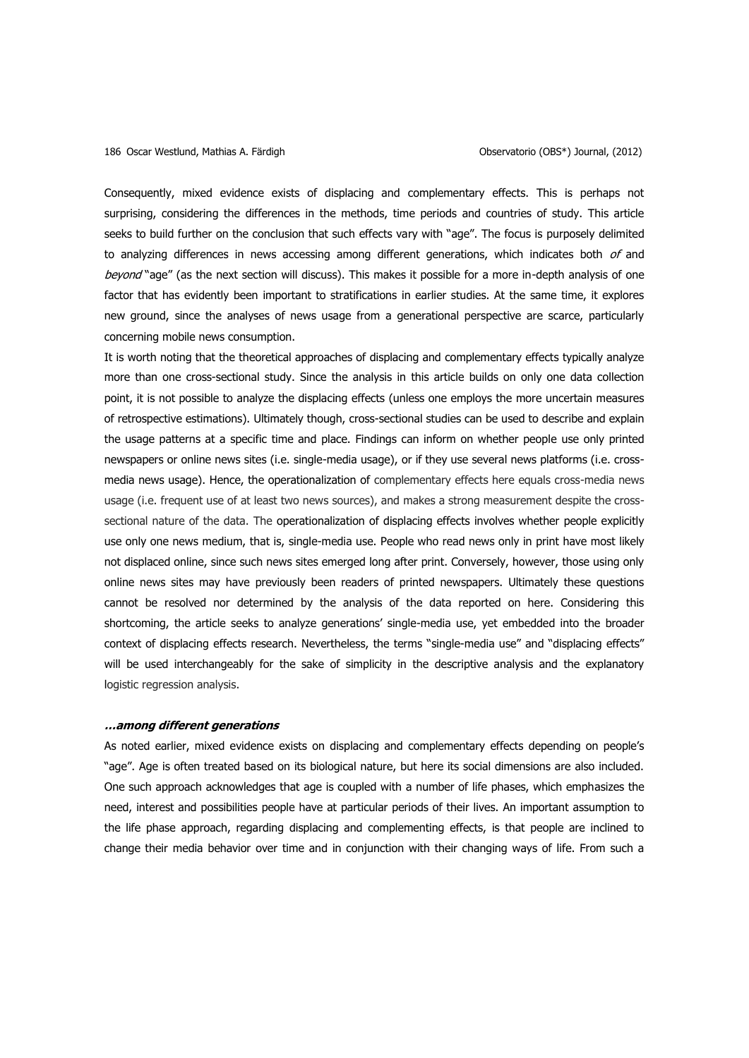Consequently, mixed evidence exists of displacing and complementary effects. This is perhaps not surprising, considering the differences in the methods, time periods and countries of study. This article seeks to build further on the conclusion that such effects vary with "age". The focus is purposely delimited to analyzing differences in news accessing among different generations, which indicates both *of* and *beyond* "age" (as the next section will discuss). This makes it possible for a more in-depth analysis of one factor that has evidently been important to stratifications in earlier studies. At the same time, it explores new ground, since the analyses of news usage from a generational perspective are scarce, particularly concerning mobile news consumption.

It is worth noting that the theoretical approaches of displacing and complementary effects typically analyze more than one cross-sectional study. Since the analysis in this article builds on only one data collection point, it is not possible to analyze the displacing effects (unless one employs the more uncertain measures of retrospective estimations). Ultimately though, cross-sectional studies can be used to describe and explain the usage patterns at a specific time and place. Findings can inform on whether people use only printed newspapers or online news sites (i.e. single-media usage), or if they use several news platforms (i.e. cross-media news usage). Hence, the operationalization of complementary effects here equals cross-media news usage (i.e. frequent use of at least two news sources), and makes a strong measurement despite the cross-sectional nature of the data. The operationalization of displacing effects involves whether people explicitly use only one news medium, that is, single-media use. People who read news only in print have most likely not displaced online, since such news sites emerged long after print. Conversely, however, those using only online news sites may have previously been readers of printed newspapers. Ultimately these questions cannot be resolved nor determined by the analysis of the data reported on here. Considering this shortcoming, the article seeks to analyze generations' single-media use, yet embedded into the broader context of displacing effects research. Nevertheless, the terms "single-media use" and "displacing effects" will be used interchangeably for the sake of simplicity in the descriptive analysis and the explanatory logistic regression analysis.

### *…among different generations*

As noted earlier, mixed evidence exists on displacing and complementary effects depending on people's "age". Age is often treated based on its biological nature, but here its social dimensions are also included. One such approach acknowledges that age is coupled with a number of life phases, which emphasizes the need, interest and possibilities people have at particular periods of their lives. An important assumption to the life phase approach, regarding displacing and complementing effects, is that people are inclined to change their media behavior over time and in conjunction with their changing ways of life. From such a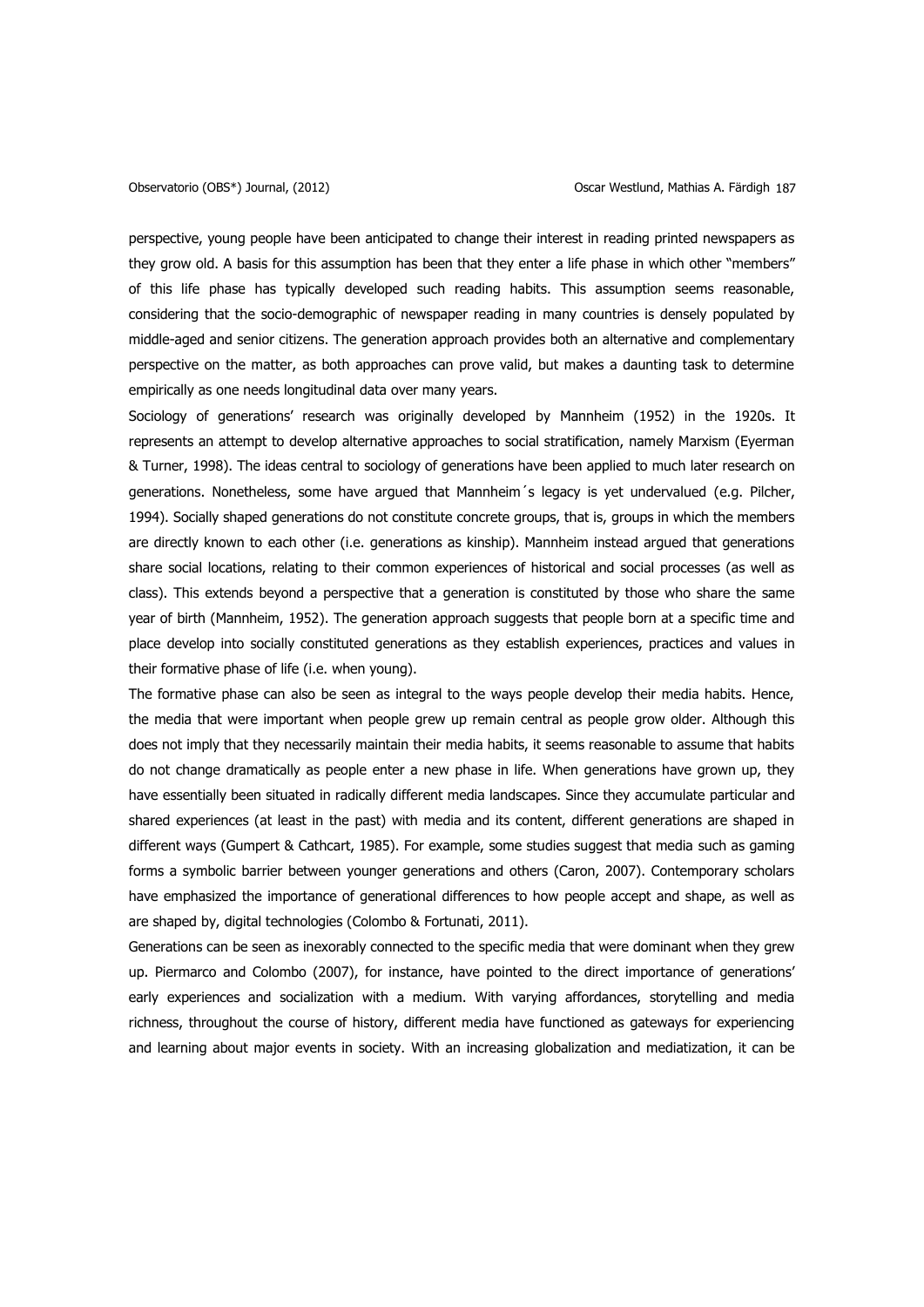perspective, young people have been anticipated to change their interest in reading printed newspapers as they grow old. A basis for this assumption has been that they enter a life phase in which other "members" of this life phase has typically developed such reading habits. This assumption seems reasonable, considering that the socio-demographic of newspaper reading in many countries is densely populated by middle-aged and senior citizens. The generation approach provides both an alternative and complementary perspective on the matter, as both approaches can prove valid, but makes a daunting task to determine empirically as one needs longitudinal data over many years.

Sociology of generations' research was originally developed by Mannheim (1952) in the 1920s. It represents an attempt to develop alternative approaches to social stratification, namely Marxism (Eyerman & Turner, 1998). The ideas central to sociology of generations have been applied to much later research on generations. Nonetheless, some have argued that Mannheim´s legacy is yet undervalued (e.g. Pilcher, 1994). Socially shaped generations do not constitute concrete groups, that is, groups in which the members are directly known to each other (i.e. generations as kinship). Mannheim instead argued that generations share social locations, relating to their common experiences of historical and social processes (as well as class). This extends beyond a perspective that a generation is constituted by those who share the same year of birth (Mannheim, 1952). The generation approach suggests that people born at a specific time and place develop into socially constituted generations as they establish experiences, practices and values in their formative phase of life (i.e. when young).

The formative phase can also be seen as integral to the ways people develop their media habits. Hence, the media that were important when people grew up remain central as people grow older. Although this does not imply that they necessarily maintain their media habits, it seems reasonable to assume that habits do not change dramatically as people enter a new phase in life. When generations have grown up, they have essentially been situated in radically different media landscapes. Since they accumulate particular and shared experiences (at least in the past) with media and its content, different generations are shaped in different ways (Gumpert & Cathcart, 1985). For example, some studies suggest that media such as gaming forms a symbolic barrier between younger generations and others (Caron, 2007). Contemporary scholars have emphasized the importance of generational differences to how people accept and shape, as well as are shaped by, digital technologies (Colombo & Fortunati, 2011).

Generations can be seen as inexorably connected to the specific media that were dominant when they grew up. Piermarco and Colombo (2007), for instance, have pointed to the direct importance of generations' early experiences and socialization with a medium. With varying affordances, storytelling and media richness, throughout the course of history, different media have functioned as gateways for experiencing and learning about major events in society. With an increasing globalization and mediatization, it can be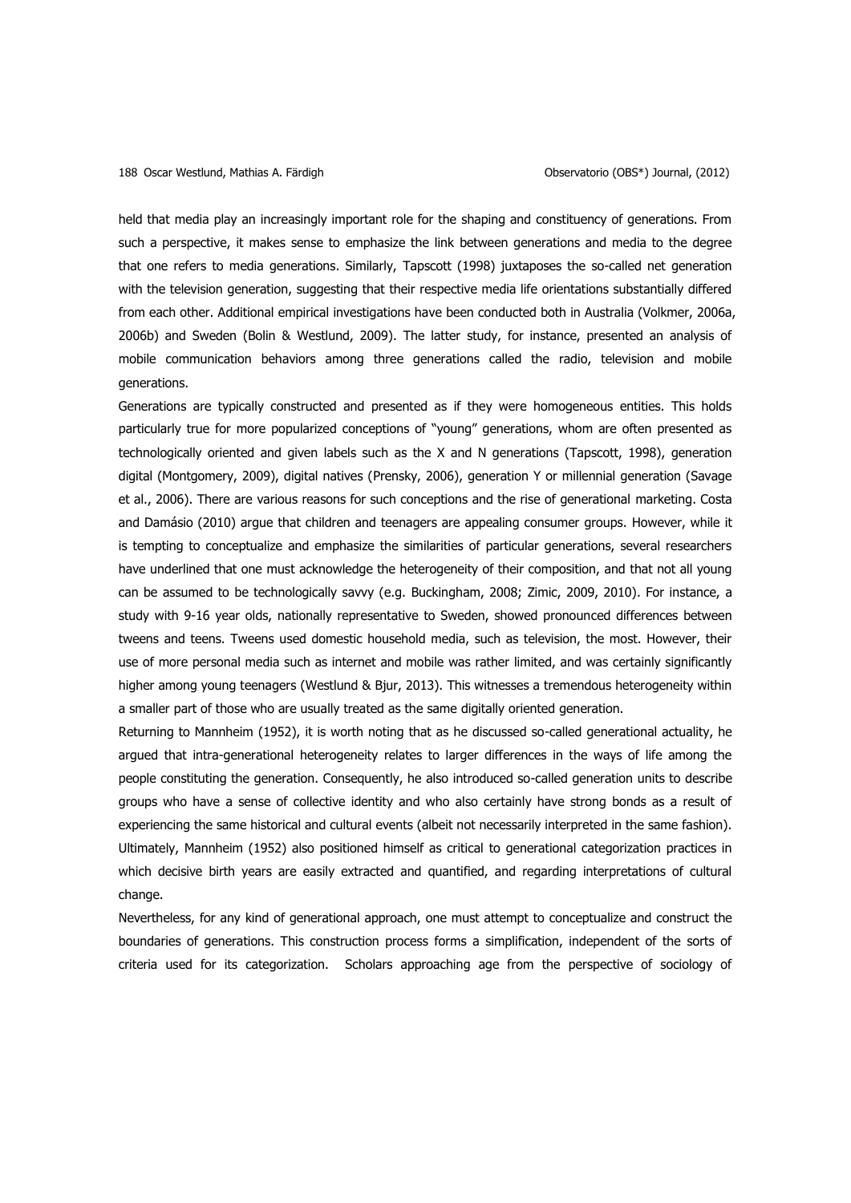held that media play an increasingly important role for the shaping and constituency of generations. From such a perspective, it makes sense to emphasize the link between generations and media to the degree that one refers to media generations. Similarly, Tapscott (1998) juxtaposes the so-called net generation with the television generation, suggesting that their respective media life orientations substantially differed from each other. Additional empirical investigations have been conducted both in Australia (Volkmer, 2006a, 2006b) and Sweden (Bolin & Westlund, 2009). The latter study, for instance, presented an analysis of mobile communication behaviors among three generations called the radio, television and mobile generations.

Generations are typically constructed and presented as if they were homogeneous entities. This holds particularly true for more popularized conceptions of "young" generations, whom are often presented as technologically oriented and given labels such as the X and N generations (Tapscott, 1998), generation digital (Montgomery, 2009), digital natives (Prensky, 2006), generation Y or millennial generation (Savage et al., 2006). There are various reasons for such conceptions and the rise of generational marketing. Costa and Damásio (2010) argue that children and teenagers are appealing consumer groups. However, while it is tempting to conceptualize and emphasize the similarities of particular generations, several researchers have underlined that one must acknowledge the heterogeneity of their composition, and that not all young can be assumed to be technologically savvy (e.g. Buckingham, 2008; Zimic, 2009, 2010). For instance, a study with 9-16 year olds, nationally representative to Sweden, showed pronounced differences between tweens and teens. Tweens used domestic household media, such as television, the most. However, their use of more personal media such as internet and mobile was rather limited, and was certainly significantly higher among young teenagers (Westlund & Bjur, 2013). This witnesses a tremendous heterogeneity within a smaller part of those who are usually treated as the same digitally oriented generation.

Returning to Mannheim (1952), it is worth noting that as he discussed so-called generational actuality, he argued that intra-generational heterogeneity relates to larger differences in the ways of life among the people constituting the generation. Consequently, he also introduced so-called generation units to describe groups who have a sense of collective identity and who also certainly have strong bonds as a result of experiencing the same historical and cultural events (albeit not necessarily interpreted in the same fashion). Ultimately, Mannheim (1952) also positioned himself as critical to generational categorization practices in which decisive birth years are easily extracted and quantified, and regarding interpretations of cultural change.

Nevertheless, for any kind of generational approach, one must attempt to conceptualize and construct the boundaries of generations. This construction process forms a simplification, independent of the sorts of criteria used for its categorization. Scholars approaching age from the perspective of sociology of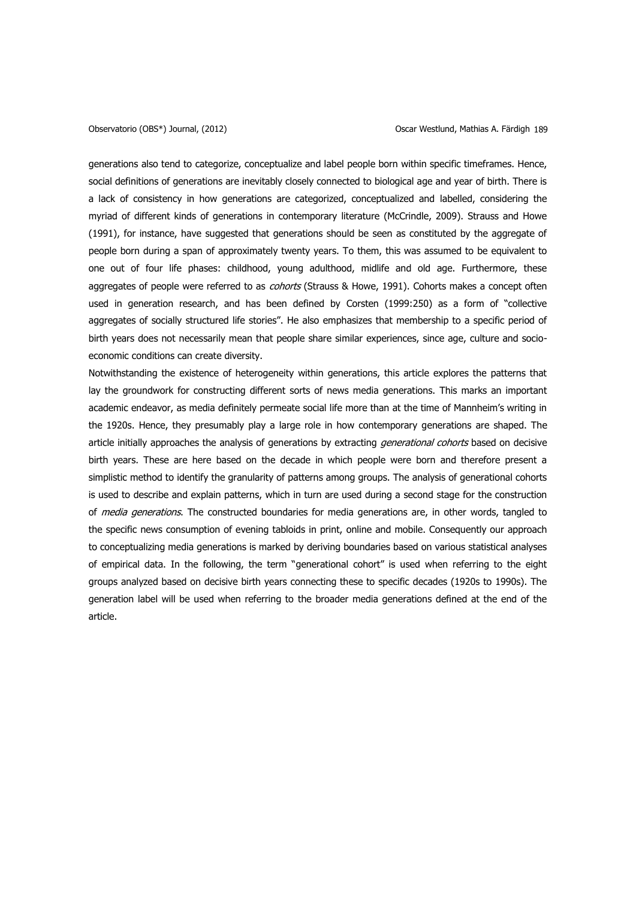generations also tend to categorize, conceptualize and label people born within specific timeframes. Hence, social definitions of generations are inevitably closely connected to biological age and year of birth. There is a lack of consistency in how generations are categorized, conceptualized and labelled, considering the myriad of different kinds of generations in contemporary literature (McCrindle, 2009). Strauss and Howe (1991), for instance, have suggested that generations should be seen as constituted by the aggregate of people born during a span of approximately twenty years. To them, this was assumed to be equivalent to one out of four life phases: childhood, young adulthood, midlife and old age. Furthermore, these aggregates of people were referred to as *cohorts* (Strauss & Howe, 1991). Cohorts makes a concept often used in generation research, and has been defined by Corsten (1999:250) as a form of "collective aggregates of socially structured life stories". He also emphasizes that membership to a specific period of birth years does not necessarily mean that people share similar experiences, since age, culture and socio-economic conditions can create diversity.

Notwithstanding the existence of heterogeneity within generations, this article explores the patterns that lay the groundwork for constructing different sorts of news media generations. This marks an important academic endeavor, as media definitely permeate social life more than at the time of Mannheim's writing in the 1920s. Hence, they presumably play a large role in how contemporary generations are shaped. The article initially approaches the analysis of generations by extracting *generational cohorts* based on decisive birth years. These are here based on the decade in which people were born and therefore present a simplistic method to identify the granularity of patterns among groups. The analysis of generational cohorts is used to describe and explain patterns, which in turn are used during a second stage for the construction of *media generations*. The constructed boundaries for media generations are, in other words, tangled to the specific news consumption of evening tabloids in print, online and mobile. Consequently our approach to conceptualizing media generations is marked by deriving boundaries based on various statistical analyses of empirical data. In the following, the term "generational cohort" is used when referring to the eight groups analyzed based on decisive birth years connecting these to specific decades (1920s to 1990s). The generation label will be used when referring to the broader media generations defined at the end of the article.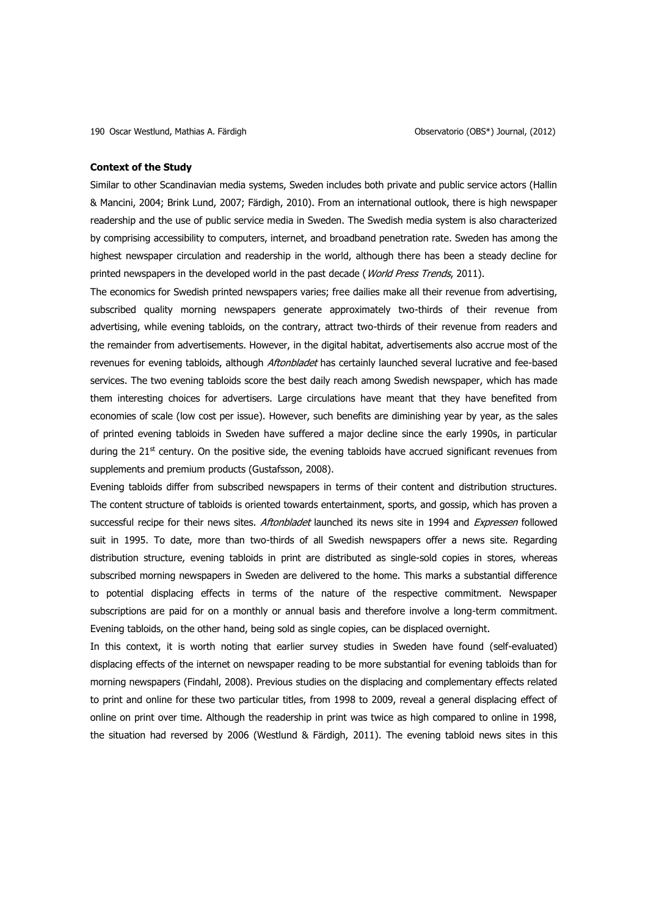**Context of the Study**

Similar to other Scandinavian media systems, Sweden includes both private and public service actors (Hallin & Mancini, 2004; Brink Lund, 2007; Färdigh, 2010). From an international outlook, there is high newspaper readership and the use of public service media in Sweden. The Swedish media system is also characterized by comprising accessibility to computers, internet, and broadband penetration rate. Sweden has among the highest newspaper circulation and readership in the world, although there has been a steady decline for printed newspapers in the developed world in the past decade (*World Press Trends*, 2011).

The economics for Swedish printed newspapers varies; free dailies make all their revenue from advertising, subscribed quality morning newspapers generate approximately two-thirds of their revenue from advertising, while evening tabloids, on the contrary, attract two-thirds of their revenue from readers and the remainder from advertisements. However, in the digital habitat, advertisements also accrue most of the revenues for evening tabloids, although *Aftonbladet* has certainly launched several lucrative and fee-based services. The two evening tabloids score the best daily reach among Swedish newspaper, which has made them interesting choices for advertisers. Large circulations have meant that they have benefited from economies of scale (low cost per issue). However, such benefits are diminishing year by year, as the sales of printed evening tabloids in Sweden have suffered a major decline since the early 1990s, in particular during the 21st century. On the positive side, the evening tabloids have accrued significant revenues from supplements and premium products (Gustafsson, 2008).

Evening tabloids differ from subscribed newspapers in terms of their content and distribution structures. The content structure of tabloids is oriented towards entertainment, sports, and gossip, which has proven a successful recipe for their news sites. *Aftonbladet* launched its news site in 1994 and *Expressen* followed suit in 1995. To date, more than two-thirds of all Swedish newspapers offer a news site. Regarding distribution structure, evening tabloids in print are distributed as single-sold copies in stores, whereas subscribed morning newspapers in Sweden are delivered to the home. This marks a substantial difference to potential displacing effects in terms of the nature of the respective commitment. Newspaper subscriptions are paid for on a monthly or annual basis and therefore involve a long-term commitment. Evening tabloids, on the other hand, being sold as single copies, can be displaced overnight.

In this context, it is worth noting that earlier survey studies in Sweden have found (self-evaluated) displacing effects of the internet on newspaper reading to be more substantial for evening tabloids than for morning newspapers (Findahl, 2008). Previous studies on the displacing and complementary effects related to print and online for these two particular titles, from 1998 to 2009, reveal a general displacing effect of online on print over time. Although the readership in print was twice as high compared to online in 1998, the situation had reversed by 2006 (Westlund & Färdigh, 2011). The evening tabloid news sites in this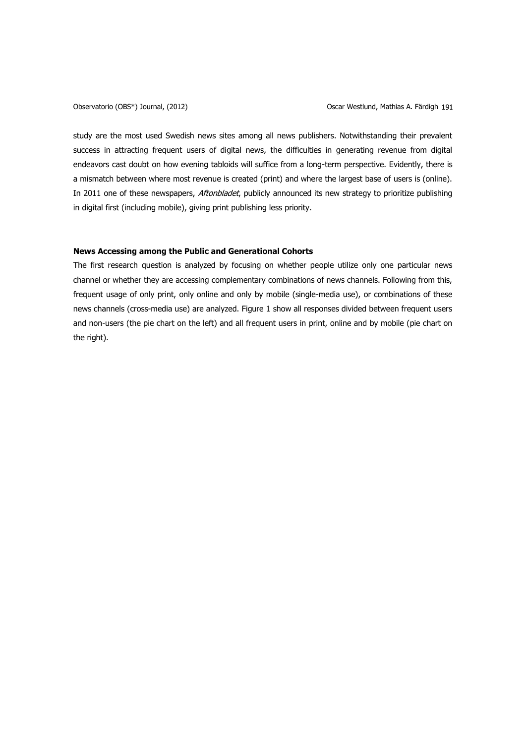study are the most used Swedish news sites among all news publishers. Notwithstanding their prevalent success in attracting frequent users of digital news, the difficulties in generating revenue from digital endeavors cast doubt on how evening tabloids will suffice from a long-term perspective. Evidently, there is a mismatch between where most revenue is created (print) and where the largest base of users is (online). In 2011 one of these newspapers, *Aftonbladet*, publicly announced its new strategy to prioritize publishing in digital first (including mobile), giving print publishing less priority.

### News Accessing among the Public and Generational Cohorts

The first research question is analyzed by focusing on whether people utilize only one particular news channel or whether they are accessing complementary combinations of news channels. Following from this, frequent usage of only print, only online and only by mobile (single-media use), or combinations of these news channels (cross-media use) are analyzed. Figure 1 show all responses divided between frequent users and non-users (the pie chart on the left) and all frequent users in print, online and by mobile (pie chart on the right).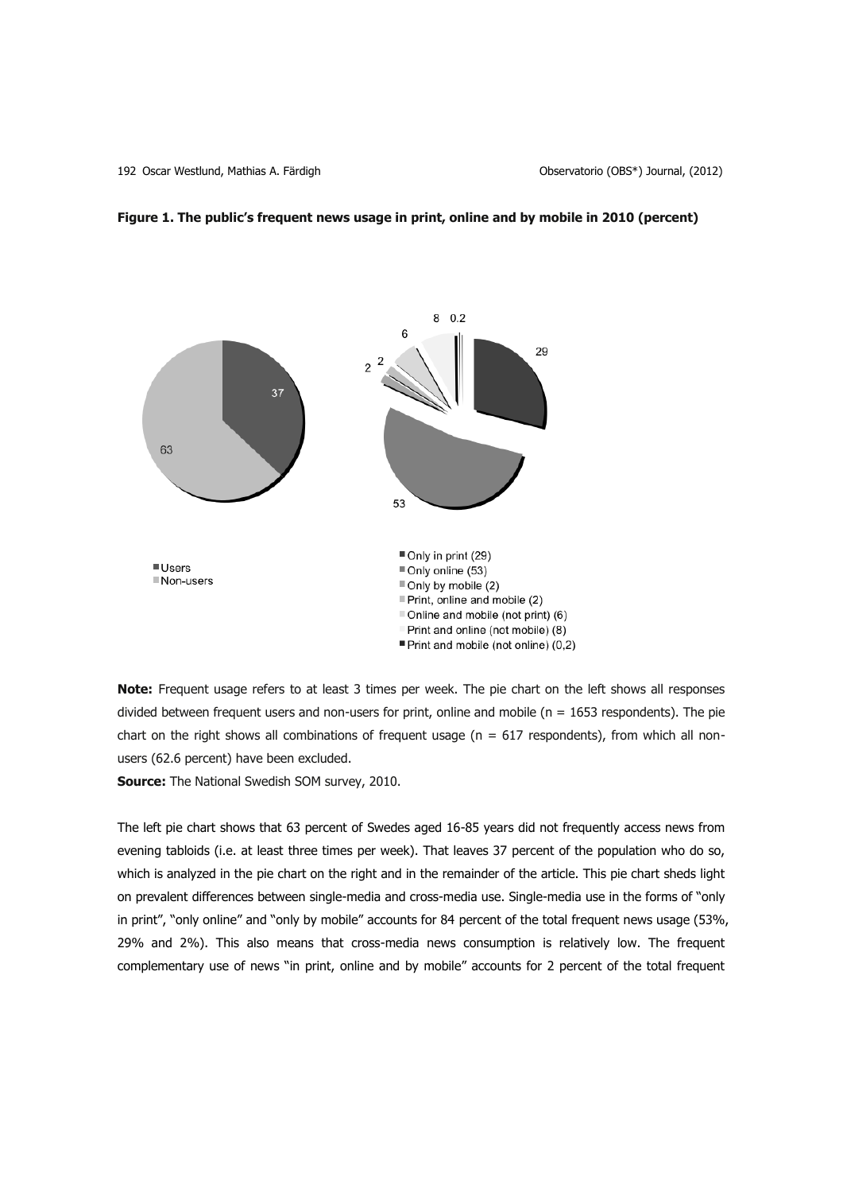**Figure 1. The public's frequent news usage in print, online and by mobile in 2010 (percent)**

- Users
- Non-users

- Only in print (29)
- Only online (53)
- Only by mobile (2)
- Print, online and mobile (2)
- Online and mobile (not print) (6)
- Print and online (not mobile) (8)
- Print and mobile (not online) (0,2)

**Note:** Frequent usage refers to at least 3 times per week. The pie chart on the left shows all responses divided between frequent users and non-users for print, online and mobile (n = 1653 respondents). The pie chart on the right shows all combinations of frequent usage (n = 617 respondents), from which all non-users (62.6 percent) have been excluded.

**Source:** The National Swedish SOM survey, 2010.

The left pie chart shows that 63 percent of Swedes aged 16-85 years did not frequently access news from evening tabloids (i.e. at least three times per week). That leaves 37 percent of the population who do so, which is analyzed in the pie chart on the right and in the remainder of the article. This pie chart sheds light on prevalent differences between single-media and cross-media use. Single-media use in the forms of "only in print", "only online" and "only by mobile" accounts for 84 percent of the total frequent news usage (53%, 29% and 2%). This also means that cross-media news consumption is relatively low. The frequent complementary use of news "in print, online and by mobile" accounts for 2 percent of the total frequent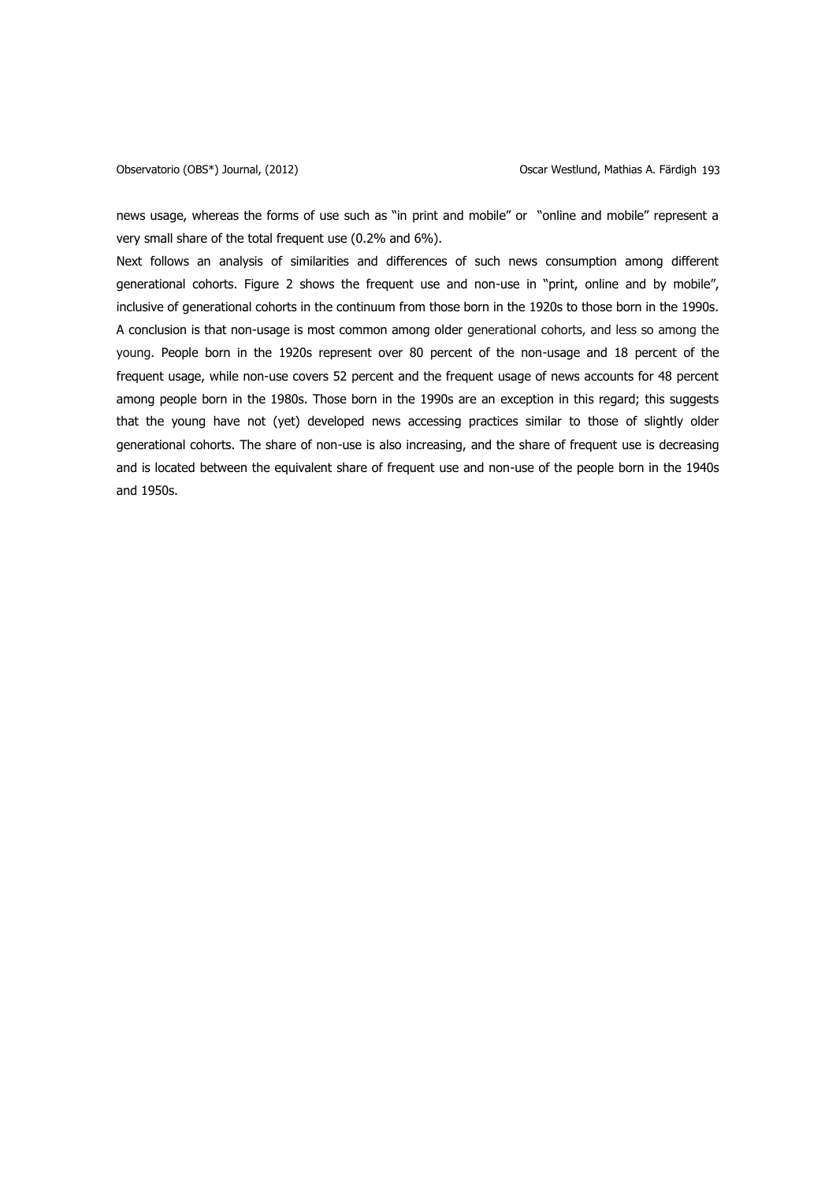news usage, whereas the forms of use such as "in print and mobile" or "online and mobile" represent a very small share of the total frequent use (0.2% and 6%).

Next follows an analysis of similarities and differences of such news consumption among different generational cohorts. Figure 2 shows the frequent use and non-use in "print, online and by mobile", inclusive of generational cohorts in the continuum from those born in the 1920s to those born in the 1990s. A conclusion is that non-usage is most common among older generational cohorts, and less so among the young. People born in the 1920s represent over 80 percent of the non-usage and 18 percent of the frequent usage, while non-use covers 52 percent and the frequent usage of news accounts for 48 percent among people born in the 1980s. Those born in the 1990s are an exception in this regard; this suggests that the young have not (yet) developed news accessing practices similar to those of slightly older generational cohorts. The share of non-use is also increasing, and the share of frequent use is decreasing and is located between the equivalent share of frequent use and non-use of the people born in the 1940s and 1950s.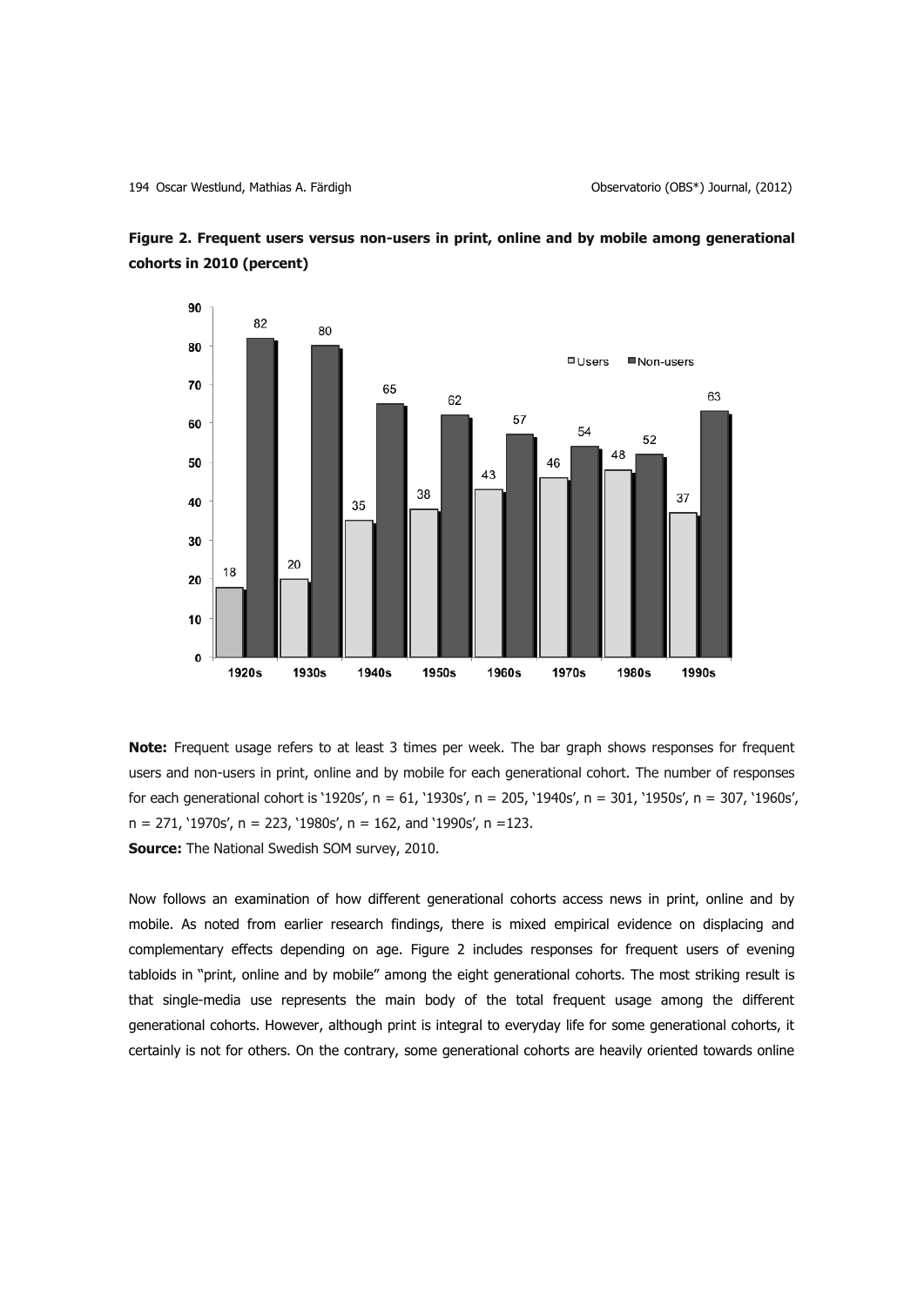**Figure 2. Frequent users versus non-users in print, online and by mobile among generational cohorts in 2010 (percent)**

| | Users | Non-users |
|---|---|---|
| 1920s | 18 | 82 |
| 1930s | 20 | 80 |
| 1940s | 35 | 65 |
| 1950s | 38 | 62 |
| 1960s | 43 | 57 |
| 1970s | 46 | 54 |
| 1980s | 48 | 52 |
| 1990s | 37 | 63 |

**Note:** Frequent usage refers to at least 3 times per week. The bar graph shows responses for frequent users and non-users in print, online and by mobile for each generational cohort. The number of responses for each generational cohort is '1920s', n = 61, '1930s', n = 205, '1940s', n = 301, '1950s', n = 307, '1960s', n = 271, '1970s', n = 223, '1980s', n = 162, and '1990s', n =123.

**Source:** The National Swedish SOM survey, 2010.

Now follows an examination of how different generational cohorts access news in print, online and by mobile. As noted from earlier research findings, there is mixed empirical evidence on displacing and complementary effects depending on age. Figure 2 includes responses for frequent users of evening tabloids in "print, online and by mobile" among the eight generational cohorts. The most striking result is that single-media use represents the main body of the total frequent usage among the different generational cohorts. However, although print is integral to everyday life for some generational cohorts, it certainly is not for others. On the contrary, some generational cohorts are heavily oriented towards online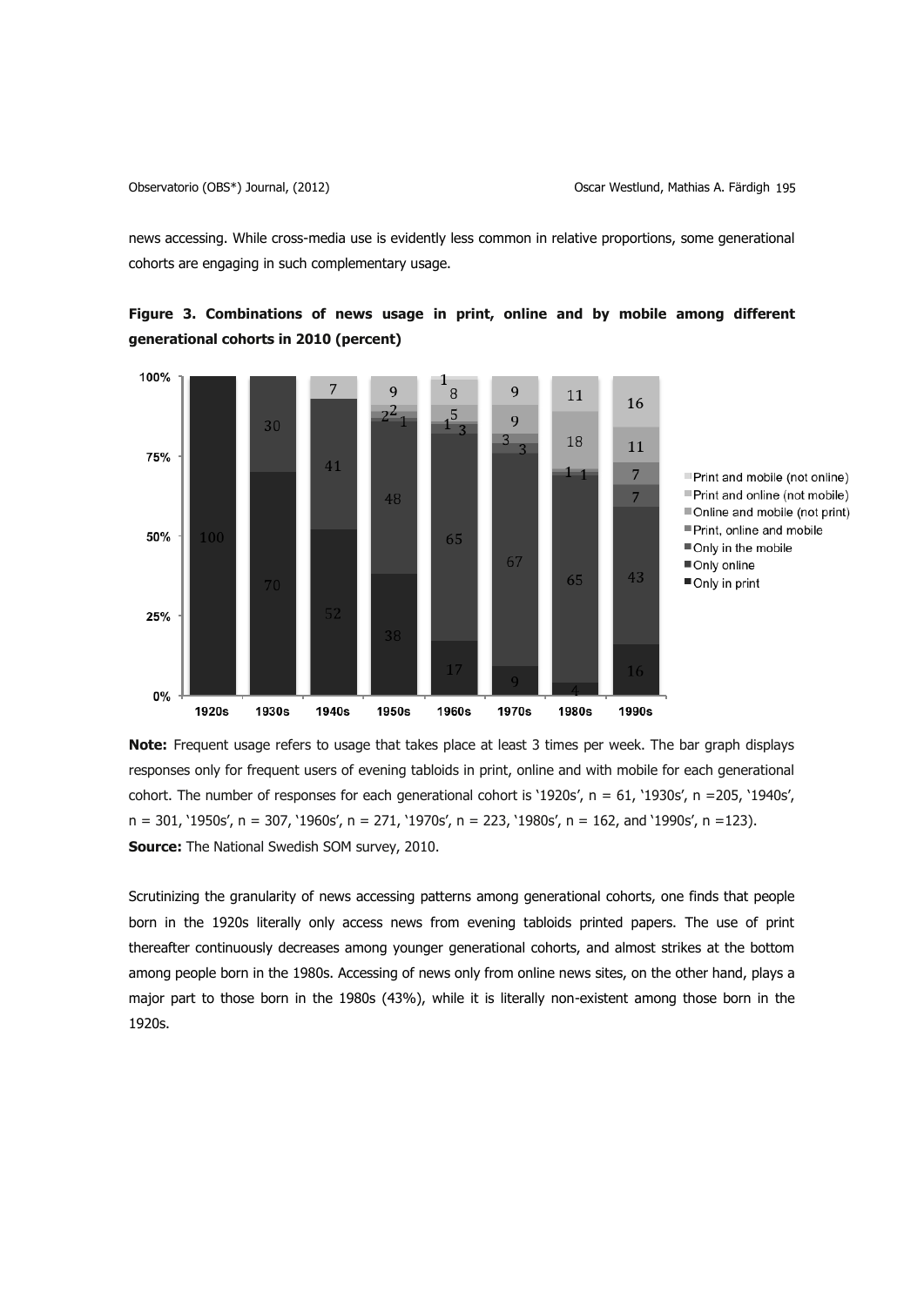news accessing. While cross-media use is evidently less common in relative proportions, some generational cohorts are engaging in such complementary usage.

**Figure 3. Combinations of news usage in print, online and by mobile among different generational cohorts in 2010 (percent)**

**Note:** Frequent usage refers to usage that takes place at least 3 times per week. The bar graph displays responses only for frequent users of evening tabloids in print, online and with mobile for each generational cohort. The number of responses for each generational cohort is '1920s', n = 61, '1930s', n =205, '1940s', n = 301, '1950s', n = 307, '1960s', n = 271, '1970s', n = 223, '1980s', n = 162, and '1990s', n =123).
**Source:** The National Swedish SOM survey, 2010.

Scrutinizing the granularity of news accessing patterns among generational cohorts, one finds that people born in the 1920s literally only access news from evening tabloids printed papers. The use of print thereafter continuously decreases among younger generational cohorts, and almost strikes at the bottom among people born in the 1980s. Accessing of news only from online news sites, on the other hand, plays a major part to those born in the 1980s (43%), while it is literally non-existent among those born in the 1920s.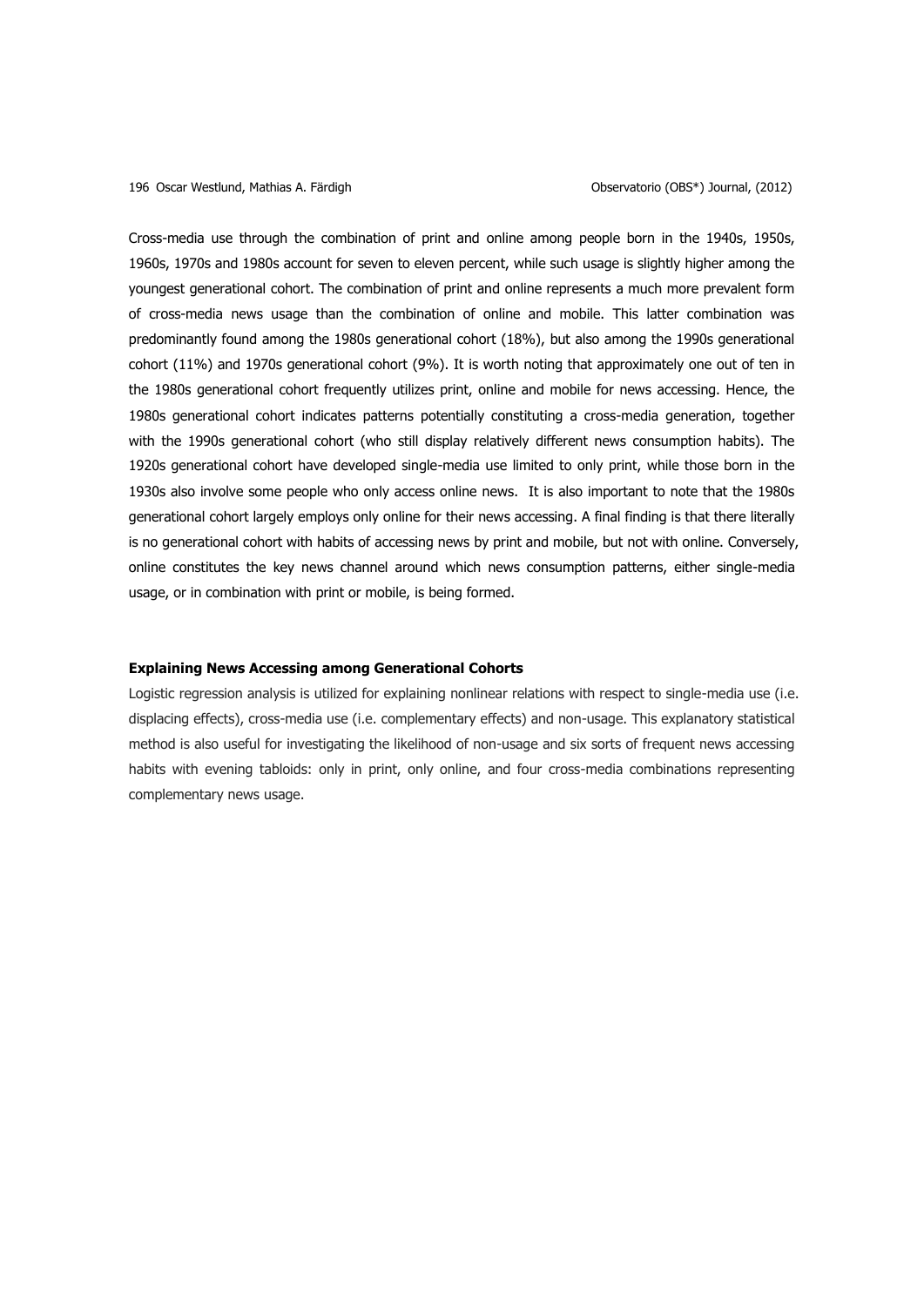Cross-media use through the combination of print and online among people born in the 1940s, 1950s, 1960s, 1970s and 1980s account for seven to eleven percent, while such usage is slightly higher among the youngest generational cohort. The combination of print and online represents a much more prevalent form of cross-media news usage than the combination of online and mobile. This latter combination was predominantly found among the 1980s generational cohort (18%), but also among the 1990s generational cohort (11%) and 1970s generational cohort (9%). It is worth noting that approximately one out of ten in the 1980s generational cohort frequently utilizes print, online and mobile for news accessing. Hence, the 1980s generational cohort indicates patterns potentially constituting a cross-media generation, together with the 1990s generational cohort (who still display relatively different news consumption habits). The 1920s generational cohort have developed single-media use limited to only print, while those born in the 1930s also involve some people who only access online news. It is also important to note that the 1980s generational cohort largely employs only online for their news accessing. A final finding is that there literally is no generational cohort with habits of accessing news by print and mobile, but not with online. Conversely, online constitutes the key news channel around which news consumption patterns, either single-media usage, or in combination with print or mobile, is being formed.

#### Explaining News Accessing among Generational Cohorts

Logistic regression analysis is utilized for explaining nonlinear relations with respect to single-media use (i.e. displacing effects), cross-media use (i.e. complementary effects) and non-usage. This explanatory statistical method is also useful for investigating the likelihood of non-usage and six sorts of frequent news accessing habits with evening tabloids: only in print, only online, and four cross-media combinations representing complementary news usage.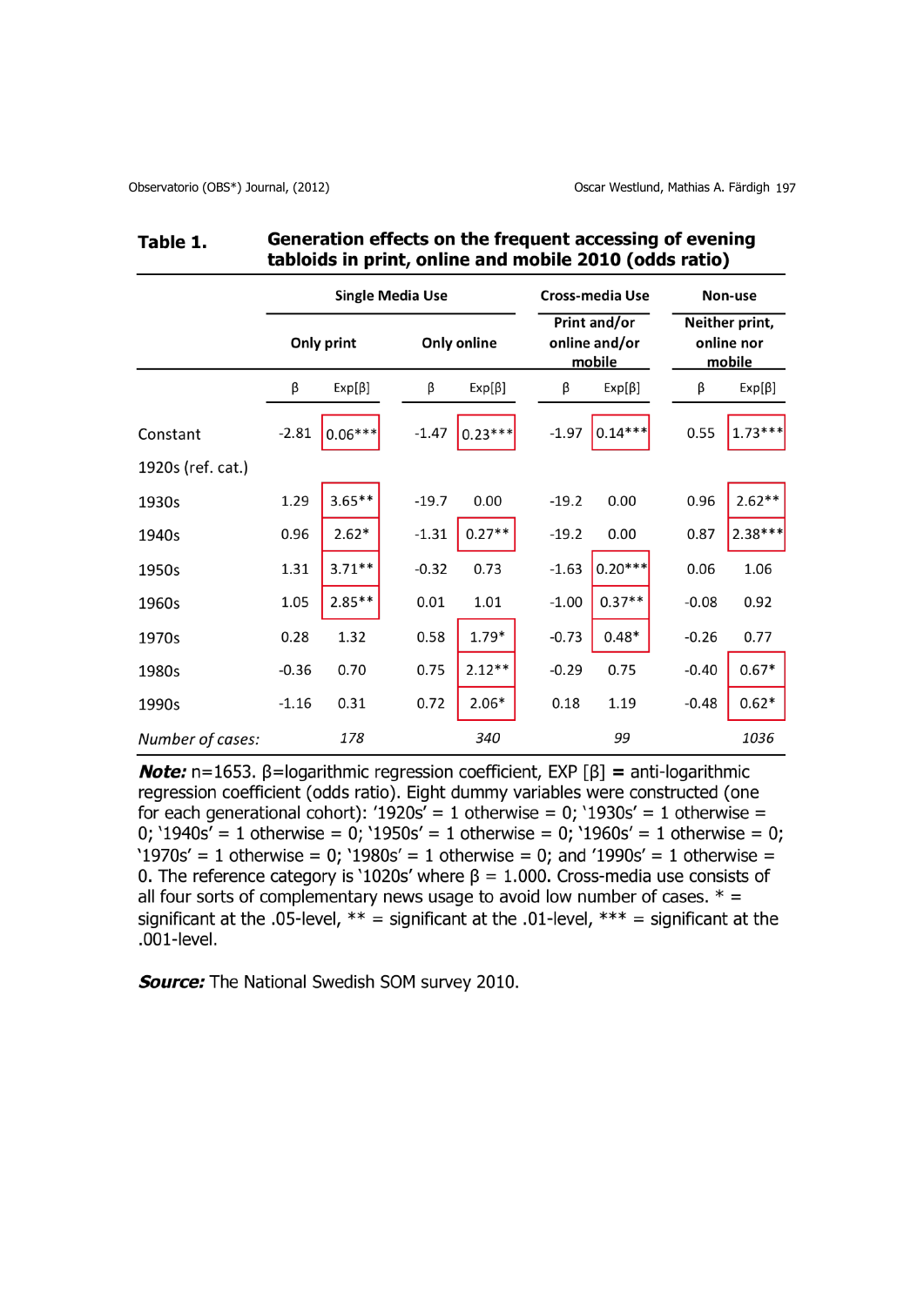**Table 1.** **Generation effects on the frequent accessing of evening tabloids in print, online and mobile 2010 (odds ratio)**

| | Single Media Use | | | | Cross-media Use | | Non-use | |
|---|---|---|---|---|---|---|---|---|
| | Only print | | Only online | | Print and/or online and/or mobile | | Neither print, online nor mobile | |
| | β | Exp[β] | β | Exp[β] | β | Exp[β] | β | Exp[β] |
| Constant | -2.81 | 0.06*** | -1.47 | 0.23*** | -1.97 | 0.14*** | 0.55 | 1.73*** |
| 1920s (ref. cat.) | | | | | | | | |
| 1930s | 1.29 | 3.65** | -19.7 | 0.00 | -19.2 | 0.00 | 0.96 | 2.62** |
| 1940s | 0.96 | 2.62* | -1.31 | 0.27** | -19.2 | 0.00 | 0.87 | 2.38*** |
| 1950s | 1.31 | 3.71** | -0.32 | 0.73 | -1.63 | 0.20*** | 0.06 | 1.06 |
| 1960s | 1.05 | 2.85** | 0.01 | 1.01 | -1.00 | 0.37** | -0.08 | 0.92 |
| 1970s | 0.28 | 1.32 | 0.58 | 1.79* | -0.73 | 0.48* | -0.26 | 0.77 |
| 1980s | -0.36 | 0.70 | 0.75 | 2.12** | -0.29 | 0.75 | -0.40 | 0.67* |
| 1990s | -1.16 | 0.31 | 0.72 | 2.06* | 0.18 | 1.19 | -0.48 | 0.62* |
| *Number of cases:* | | *178* | | *340* | | *99* | | *1036* |

***Note:*** n=1653. β=logarithmic regression coefficient, EXP [β] **=** anti-logarithmic regression coefficient (odds ratio). Eight dummy variables were constructed (one for each generational cohort): '1920s' = 1 otherwise = 0; '1930s' = 1 otherwise = 0; '1940s' = 1 otherwise = 0; '1950s' = 1 otherwise = 0; '1960s' = 1 otherwise = 0; '1970s' = 1 otherwise = 0; '1980s' = 1 otherwise = 0; and '1990s' = 1 otherwise = 0. The reference category is '1020s' where β = 1.000. Cross-media use consists of all four sorts of complementary news usage to avoid low number of cases. * = significant at the .05-level, ** = significant at the .01-level, *** = significant at the .001-level.

***Source:*** The National Swedish SOM survey 2010.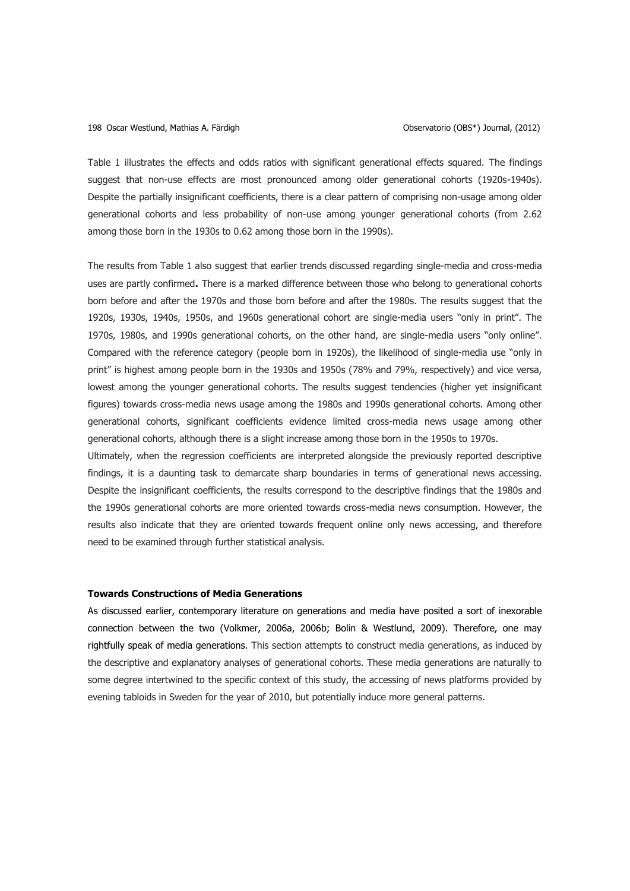Table 1 illustrates the effects and odds ratios with significant generational effects squared. The findings suggest that non-use effects are most pronounced among older generational cohorts (1920s-1940s). Despite the partially insignificant coefficients, there is a clear pattern of comprising non-usage among older generational cohorts and less probability of non-use among younger generational cohorts (from 2.62 among those born in the 1930s to 0.62 among those born in the 1990s).

The results from Table 1 also suggest that earlier trends discussed regarding single-media and cross-media uses are partly confirmed**.** There is a marked difference between those who belong to generational cohorts born before and after the 1970s and those born before and after the 1980s. The results suggest that the 1920s, 1930s, 1940s, 1950s, and 1960s generational cohort are single-media users "only in print". The 1970s, 1980s, and 1990s generational cohorts, on the other hand, are single-media users "only online". Compared with the reference category (people born in 1920s), the likelihood of single-media use "only in print" is highest among people born in the 1930s and 1950s (78% and 79%, respectively) and vice versa, lowest among the younger generational cohorts. The results suggest tendencies (higher yet insignificant figures) towards cross-media news usage among the 1980s and 1990s generational cohorts. Among other generational cohorts, significant coefficients evidence limited cross-media news usage among other generational cohorts, although there is a slight increase among those born in the 1950s to 1970s.

Ultimately, when the regression coefficients are interpreted alongside the previously reported descriptive findings, it is a daunting task to demarcate sharp boundaries in terms of generational news accessing. Despite the insignificant coefficients, the results correspond to the descriptive findings that the 1980s and the 1990s generational cohorts are more oriented towards cross-media news consumption. However, the results also indicate that they are oriented towards frequent online only news accessing, and therefore need to be examined through further statistical analysis.

### Towards Constructions of Media Generations

As discussed earlier, contemporary literature on generations and media have posited a sort of inexorable connection between the two (Volkmer, 2006a, 2006b; Bolin & Westlund, 2009). Therefore, one may rightfully speak of media generations. This section attempts to construct media generations, as induced by the descriptive and explanatory analyses of generational cohorts. These media generations are naturally to some degree intertwined to the specific context of this study, the accessing of news platforms provided by evening tabloids in Sweden for the year of 2010, but potentially induce more general patterns.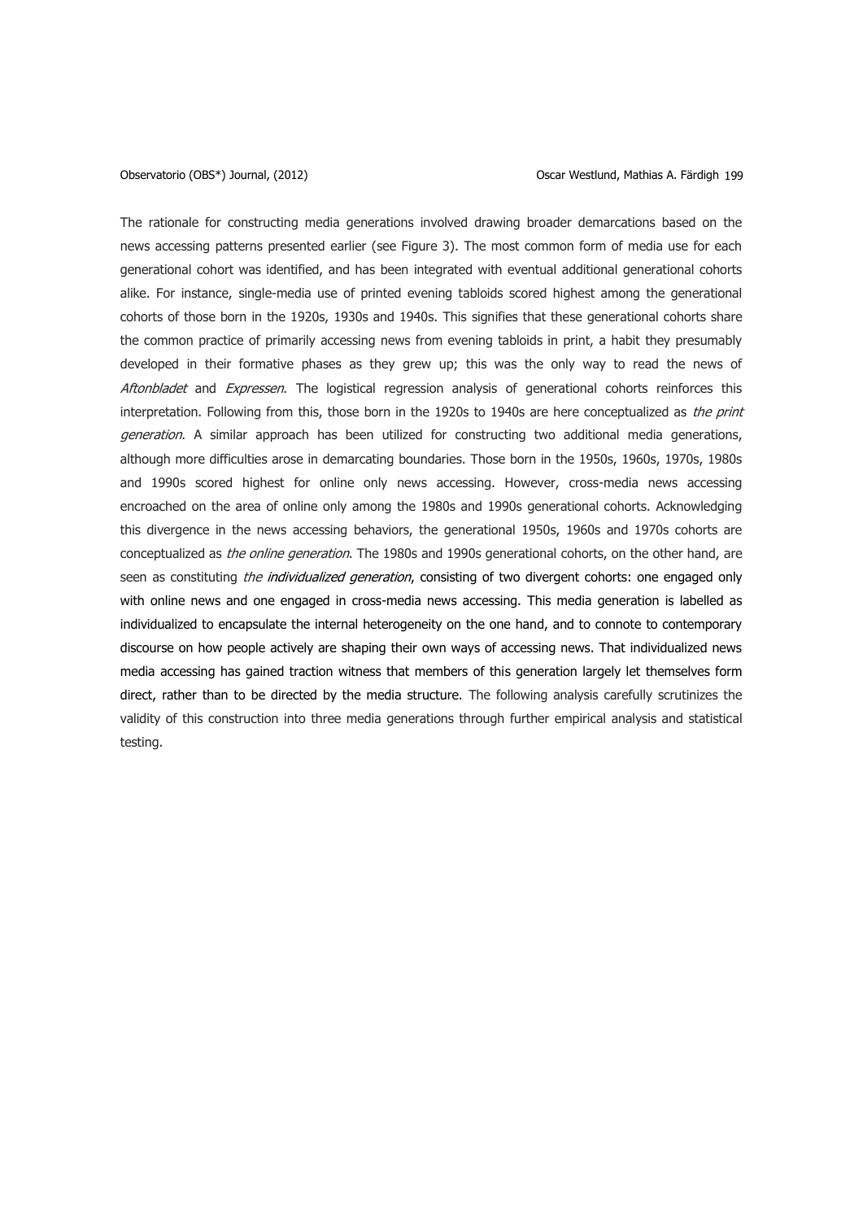The rationale for constructing media generations involved drawing broader demarcations based on the news accessing patterns presented earlier (see Figure 3). The most common form of media use for each generational cohort was identified, and has been integrated with eventual additional generational cohorts alike. For instance, single-media use of printed evening tabloids scored highest among the generational cohorts of those born in the 1920s, 1930s and 1940s. This signifies that these generational cohorts share the common practice of primarily accessing news from evening tabloids in print, a habit they presumably developed in their formative phases as they grew up; this was the only way to read the news of *Aftonbladet* and *Expressen*. The logistical regression analysis of generational cohorts reinforces this interpretation. Following from this, those born in the 1920s to 1940s are here conceptualized as *the print generation*. A similar approach has been utilized for constructing two additional media generations, although more difficulties arose in demarcating boundaries. Those born in the 1950s, 1960s, 1970s, 1980s and 1990s scored highest for online only news accessing. However, cross-media news accessing encroached on the area of online only among the 1980s and 1990s generational cohorts. Acknowledging this divergence in the news accessing behaviors, the generational 1950s, 1960s and 1970s cohorts are conceptualized as *the online generation*. The 1980s and 1990s generational cohorts, on the other hand, are seen as constituting *the individualized generation*, consisting of two divergent cohorts: one engaged only with online news and one engaged in cross-media news accessing. This media generation is labelled as individualized to encapsulate the internal heterogeneity on the one hand, and to connote to contemporary discourse on how people actively are shaping their own ways of accessing news. That individualized news media accessing has gained traction witness that members of this generation largely let themselves form direct, rather than to be directed by the media structure. The following analysis carefully scrutinizes the validity of this construction into three media generations through further empirical analysis and statistical testing.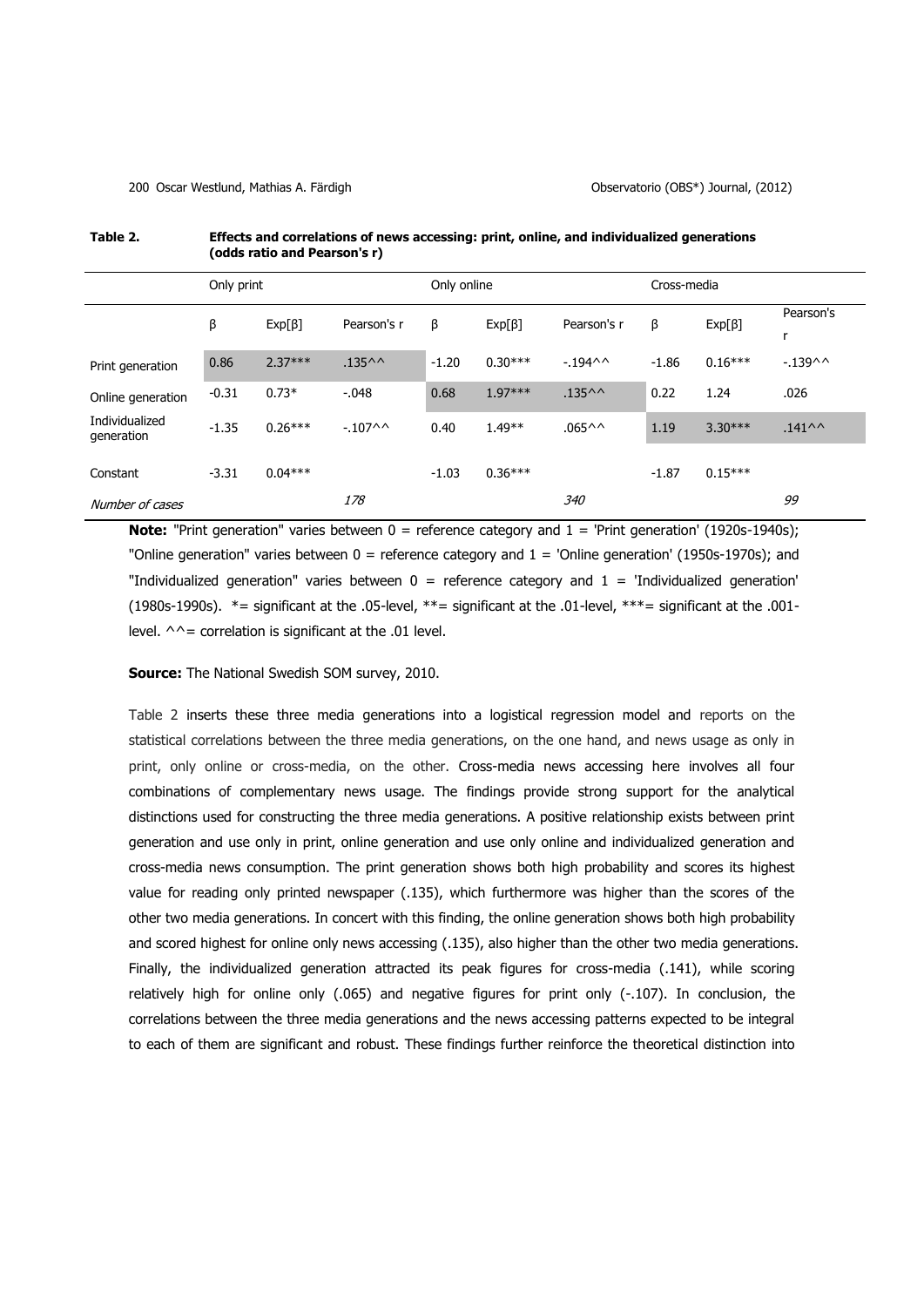**Table 2.** **Effects and correlations of news accessing: print, online, and individualized generations (odds ratio and Pearson's r)**

| | Only print | | | Only online | | | Cross-media | | |
|---|---|---|---|---|---|---|---|---|---|
| | β | Exp[β] | Pearson's r | β | Exp[β] | Pearson's r | β | Exp[β] | Pearson's r |
| Print generation | 0.86 | 2.37*** | .135^^ | -1.20 | 0.30*** | -.194^^ | -1.86 | 0.16*** | -.139^^ |
| Online generation | -0.31 | 0.73* | -.048 | 0.68 | 1.97*** | .135^^ | 0.22 | 1.24 | .026 |
| Individualized generation | -1.35 | 0.26*** | -.107^^ | 0.40 | 1.49** | .065^^ | 1.19 | 3.30*** | .141^^ |
| Constant | -3.31 | 0.04*** | | -1.03 | 0.36*** | | -1.87 | 0.15*** | |
| *Number of cases* | | | *178* | | | *340* | | | *99* |

**Note:** "Print generation" varies between 0 = reference category and 1 = 'Print generation' (1920s-1940s); "Online generation" varies between 0 = reference category and 1 = 'Online generation' (1950s-1970s); and "Individualized generation" varies between 0 = reference category and 1 = 'Individualized generation' (1980s-1990s). *= significant at the .05-level, **= significant at the .01-level, ***= significant at the .001-level. ^^= correlation is significant at the .01 level.

**Source:** The National Swedish SOM survey, 2010.

Table 2 inserts these three media generations into a logistical regression model and reports on the statistical correlations between the three media generations, on the one hand, and news usage as only in print, only online or cross-media, on the other. Cross-media news accessing here involves all four combinations of complementary news usage. The findings provide strong support for the analytical distinctions used for constructing the three media generations. A positive relationship exists between print generation and use only in print, online generation and use only online and individualized generation and cross-media news consumption. The print generation shows both high probability and scores its highest value for reading only printed newspaper (.135), which furthermore was higher than the scores of the other two media generations. In concert with this finding, the online generation shows both high probability and scored highest for online only news accessing (.135), also higher than the other two media generations. Finally, the individualized generation attracted its peak figures for cross-media (.141), while scoring relatively high for online only (.065) and negative figures for print only (-.107). In conclusion, the correlations between the three media generations and the news accessing patterns expected to be integral to each of them are significant and robust. These findings further reinforce the theoretical distinction into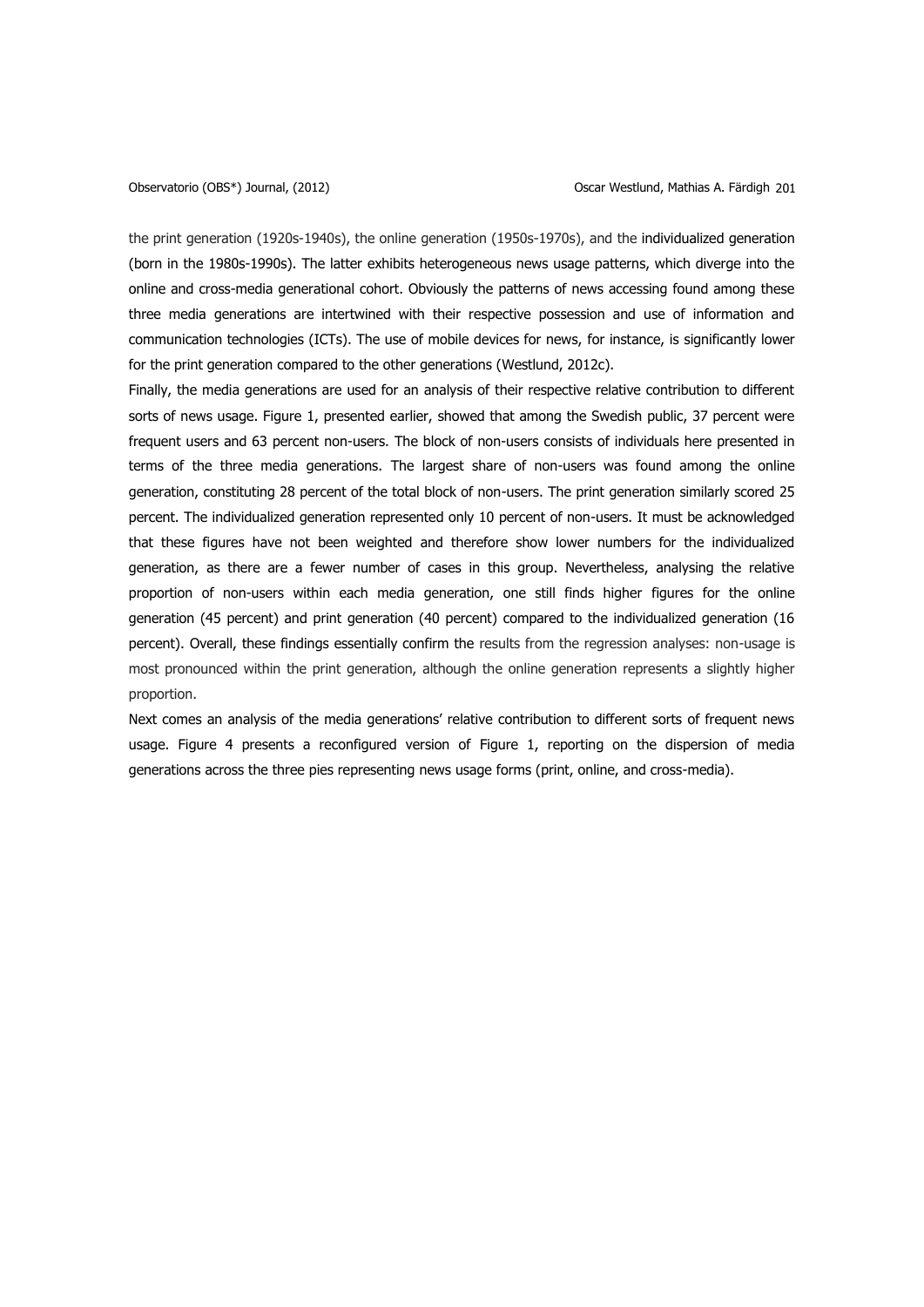the print generation (1920s-1940s), the online generation (1950s-1970s), and the individualized generation (born in the 1980s-1990s). The latter exhibits heterogeneous news usage patterns, which diverge into the online and cross-media generational cohort. Obviously the patterns of news accessing found among these three media generations are intertwined with their respective possession and use of information and communication technologies (ICTs). The use of mobile devices for news, for instance, is significantly lower for the print generation compared to the other generations (Westlund, 2012c).

Finally, the media generations are used for an analysis of their respective relative contribution to different sorts of news usage. Figure 1, presented earlier, showed that among the Swedish public, 37 percent were frequent users and 63 percent non-users. The block of non-users consists of individuals here presented in terms of the three media generations. The largest share of non-users was found among the online generation, constituting 28 percent of the total block of non-users. The print generation similarly scored 25 percent. The individualized generation represented only 10 percent of non-users. It must be acknowledged that these figures have not been weighted and therefore show lower numbers for the individualized generation, as there are a fewer number of cases in this group. Nevertheless, analysing the relative proportion of non-users within each media generation, one still finds higher figures for the online generation (45 percent) and print generation (40 percent) compared to the individualized generation (16 percent). Overall, these findings essentially confirm the results from the regression analyses: non-usage is most pronounced within the print generation, although the online generation represents a slightly higher proportion.

Next comes an analysis of the media generations' relative contribution to different sorts of frequent news usage. Figure 4 presents a reconfigured version of Figure 1, reporting on the dispersion of media generations across the three pies representing news usage forms (print, online, and cross-media).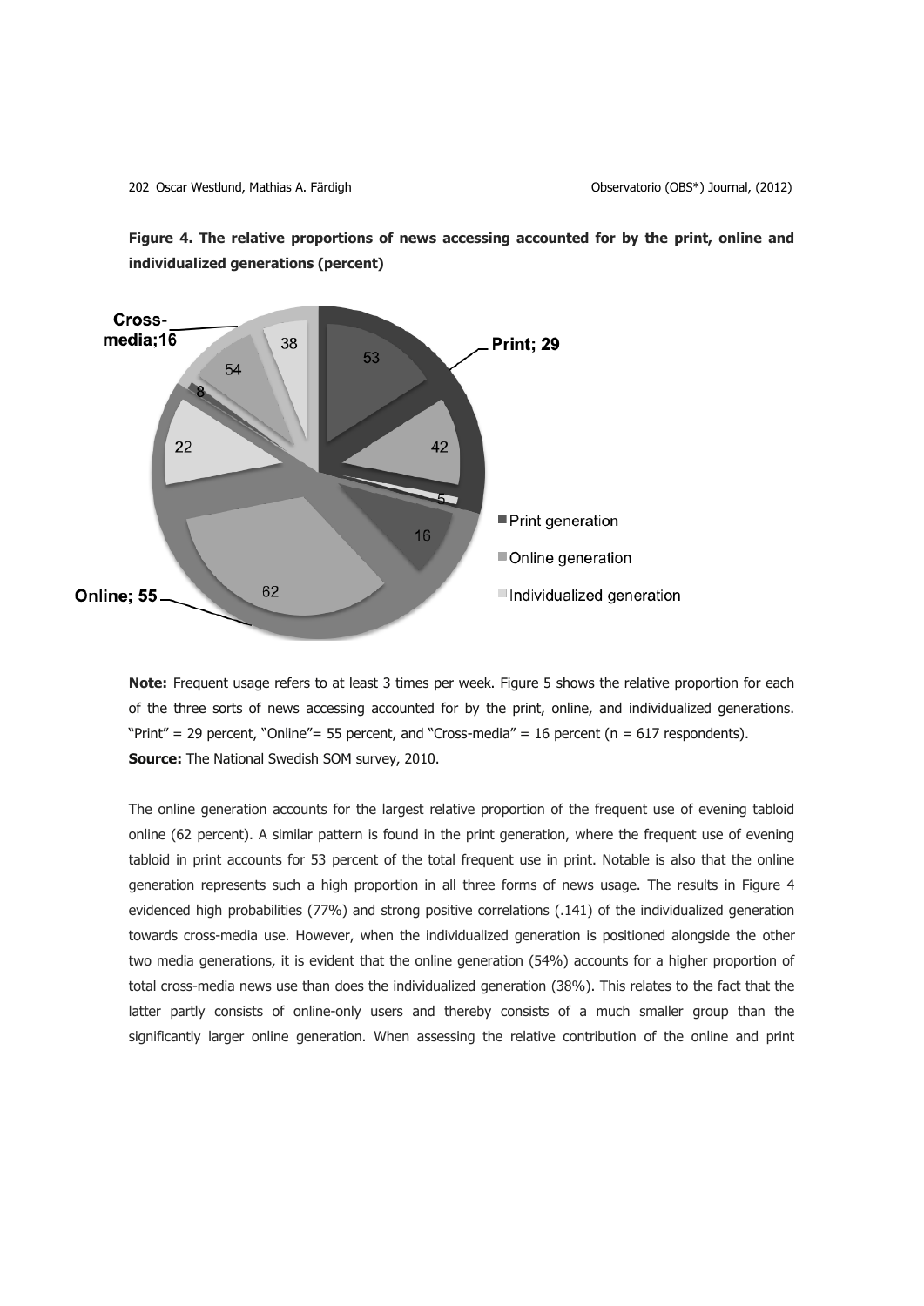**Figure 4. The relative proportions of news accessing accounted for by the print, online and individualized generations (percent)**

**Note:** Frequent usage refers to at least 3 times per week. Figure 5 shows the relative proportion for each of the three sorts of news accessing accounted for by the print, online, and individualized generations. "Print" = 29 percent, "Online"= 55 percent, and "Cross-media" = 16 percent (n = 617 respondents).
**Source:** The National Swedish SOM survey, 2010.

The online generation accounts for the largest relative proportion of the frequent use of evening tabloid online (62 percent). A similar pattern is found in the print generation, where the frequent use of evening tabloid in print accounts for 53 percent of the total frequent use in print. Notable is also that the online generation represents such a high proportion in all three forms of news usage. The results in Figure 4 evidenced high probabilities (77%) and strong positive correlations (.141) of the individualized generation towards cross-media use. However, when the individualized generation is positioned alongside the other two media generations, it is evident that the online generation (54%) accounts for a higher proportion of total cross-media news use than does the individualized generation (38%). This relates to the fact that the latter partly consists of online-only users and thereby consists of a much smaller group than the significantly larger online generation. When assessing the relative contribution of the online and print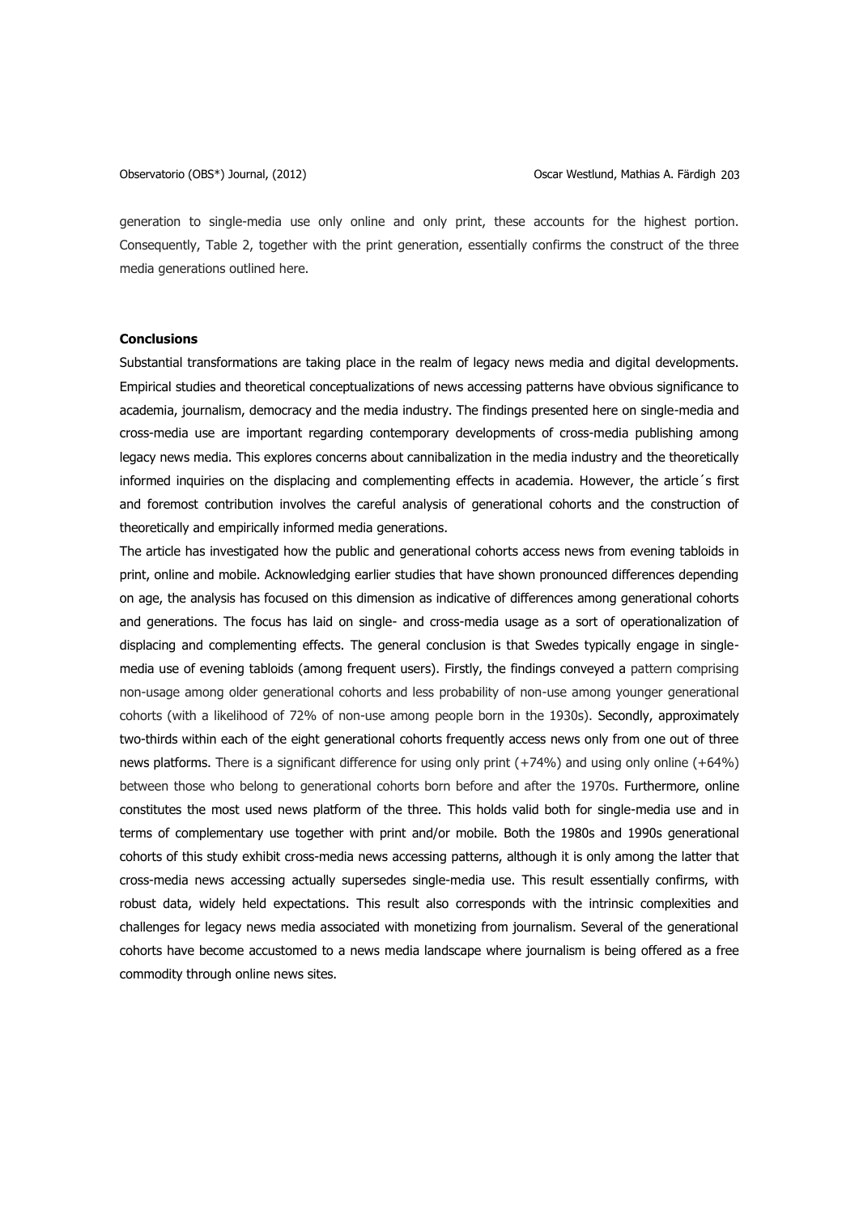generation to single-media use only online and only print, these accounts for the highest portion. Consequently, Table 2, together with the print generation, essentially confirms the construct of the three media generations outlined here.

**Conclusions**

Substantial transformations are taking place in the realm of legacy news media and digital developments. Empirical studies and theoretical conceptualizations of news accessing patterns have obvious significance to academia, journalism, democracy and the media industry. The findings presented here on single-media and cross-media use are important regarding contemporary developments of cross-media publishing among legacy news media. This explores concerns about cannibalization in the media industry and the theoretically informed inquiries on the displacing and complementing effects in academia. However, the article´s first and foremost contribution involves the careful analysis of generational cohorts and the construction of theoretically and empirically informed media generations.

The article has investigated how the public and generational cohorts access news from evening tabloids in print, online and mobile. Acknowledging earlier studies that have shown pronounced differences depending on age, the analysis has focused on this dimension as indicative of differences among generational cohorts and generations. The focus has laid on single- and cross-media usage as a sort of operationalization of displacing and complementing effects. The general conclusion is that Swedes typically engage in single-media use of evening tabloids (among frequent users). Firstly, the findings conveyed a pattern comprising non-usage among older generational cohorts and less probability of non-use among younger generational cohorts (with a likelihood of 72% of non-use among people born in the 1930s). Secondly, approximately two-thirds within each of the eight generational cohorts frequently access news only from one out of three news platforms. There is a significant difference for using only print (+74%) and using only online (+64%) between those who belong to generational cohorts born before and after the 1970s. Furthermore, online constitutes the most used news platform of the three. This holds valid both for single-media use and in terms of complementary use together with print and/or mobile. Both the 1980s and 1990s generational cohorts of this study exhibit cross-media news accessing patterns, although it is only among the latter that cross-media news accessing actually supersedes single-media use. This result essentially confirms, with robust data, widely held expectations. This result also corresponds with the intrinsic complexities and challenges for legacy news media associated with monetizing from journalism. Several of the generational cohorts have become accustomed to a news media landscape where journalism is being offered as a free commodity through online news sites.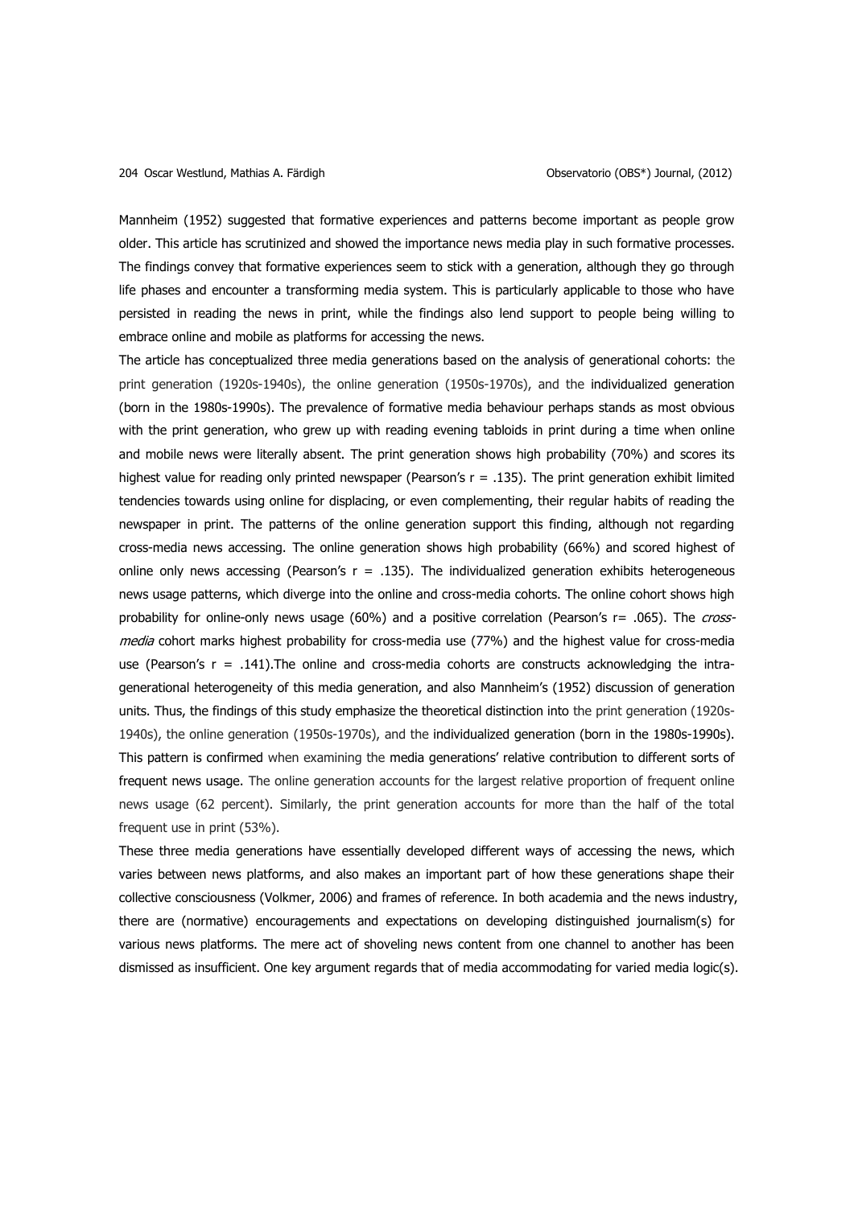Mannheim (1952) suggested that formative experiences and patterns become important as people grow older. This article has scrutinized and showed the importance news media play in such formative processes. The findings convey that formative experiences seem to stick with a generation, although they go through life phases and encounter a transforming media system. This is particularly applicable to those who have persisted in reading the news in print, while the findings also lend support to people being willing to embrace online and mobile as platforms for accessing the news.

The article has conceptualized three media generations based on the analysis of generational cohorts: the print generation (1920s-1940s), the online generation (1950s-1970s), and the individualized generation (born in the 1980s-1990s). The prevalence of formative media behaviour perhaps stands as most obvious with the print generation, who grew up with reading evening tabloids in print during a time when online and mobile news were literally absent. The print generation shows high probability (70%) and scores its highest value for reading only printed newspaper (Pearson's $r = .135$). The print generation exhibit limited tendencies towards using online for displacing, or even complementing, their regular habits of reading the newspaper in print. The patterns of the online generation support this finding, although not regarding cross-media news accessing. The online generation shows high probability (66%) and scored highest of online only news accessing (Pearson's $r = .135$). The individualized generation exhibits heterogeneous news usage patterns, which diverge into the online and cross-media cohorts. The online cohort shows high probability for online-only news usage (60%) and a positive correlation (Pearson's $r = .065$). The *cross-media* cohort marks highest probability for cross-media use (77%) and the highest value for cross-media use (Pearson's $r = .141$).The online and cross-media cohorts are constructs acknowledging the intra-generational heterogeneity of this media generation, and also Mannheim's (1952) discussion of generation units. Thus, the findings of this study emphasize the theoretical distinction into the print generation (1920s-1940s), the online generation (1950s-1970s), and the individualized generation (born in the 1980s-1990s). This pattern is confirmed when examining the media generations' relative contribution to different sorts of frequent news usage. The online generation accounts for the largest relative proportion of frequent online news usage (62 percent). Similarly, the print generation accounts for more than the half of the total frequent use in print (53%).

These three media generations have essentially developed different ways of accessing the news, which varies between news platforms, and also makes an important part of how these generations shape their collective consciousness (Volkmer, 2006) and frames of reference. In both academia and the news industry, there are (normative) encouragements and expectations on developing distinguished journalism(s) for various news platforms. The mere act of shoveling news content from one channel to another has been dismissed as insufficient. One key argument regards that of media accommodating for varied media logic(s).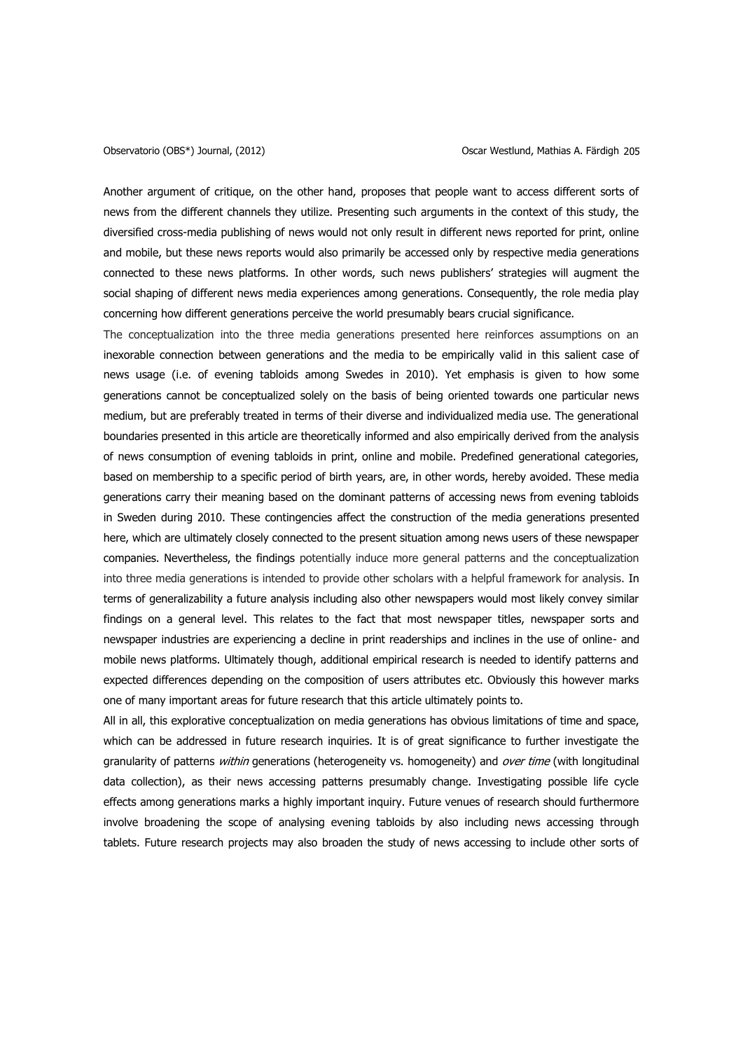Another argument of critique, on the other hand, proposes that people want to access different sorts of news from the different channels they utilize. Presenting such arguments in the context of this study, the diversified cross-media publishing of news would not only result in different news reported for print, online and mobile, but these news reports would also primarily be accessed only by respective media generations connected to these news platforms. In other words, such news publishers' strategies will augment the social shaping of different news media experiences among generations. Consequently, the role media play concerning how different generations perceive the world presumably bears crucial significance.

The conceptualization into the three media generations presented here reinforces assumptions on an inexorable connection between generations and the media to be empirically valid in this salient case of news usage (i.e. of evening tabloids among Swedes in 2010). Yet emphasis is given to how some generations cannot be conceptualized solely on the basis of being oriented towards one particular news medium, but are preferably treated in terms of their diverse and individualized media use. The generational boundaries presented in this article are theoretically informed and also empirically derived from the analysis of news consumption of evening tabloids in print, online and mobile. Predefined generational categories, based on membership to a specific period of birth years, are, in other words, hereby avoided. These media generations carry their meaning based on the dominant patterns of accessing news from evening tabloids in Sweden during 2010. These contingencies affect the construction of the media generations presented here, which are ultimately closely connected to the present situation among news users of these newspaper companies. Nevertheless, the findings potentially induce more general patterns and the conceptualization into three media generations is intended to provide other scholars with a helpful framework for analysis. In terms of generalizability a future analysis including also other newspapers would most likely convey similar findings on a general level. This relates to the fact that most newspaper titles, newspaper sorts and newspaper industries are experiencing a decline in print readerships and inclines in the use of online- and mobile news platforms. Ultimately though, additional empirical research is needed to identify patterns and expected differences depending on the composition of users attributes etc. Obviously this however marks one of many important areas for future research that this article ultimately points to.

All in all, this explorative conceptualization on media generations has obvious limitations of time and space, which can be addressed in future research inquiries. It is of great significance to further investigate the granularity of patterns *within* generations (heterogeneity vs. homogeneity) and *over time* (with longitudinal data collection), as their news accessing patterns presumably change. Investigating possible life cycle effects among generations marks a highly important inquiry. Future venues of research should furthermore involve broadening the scope of analysing evening tabloids by also including news accessing through tablets. Future research projects may also broaden the study of news accessing to include other sorts of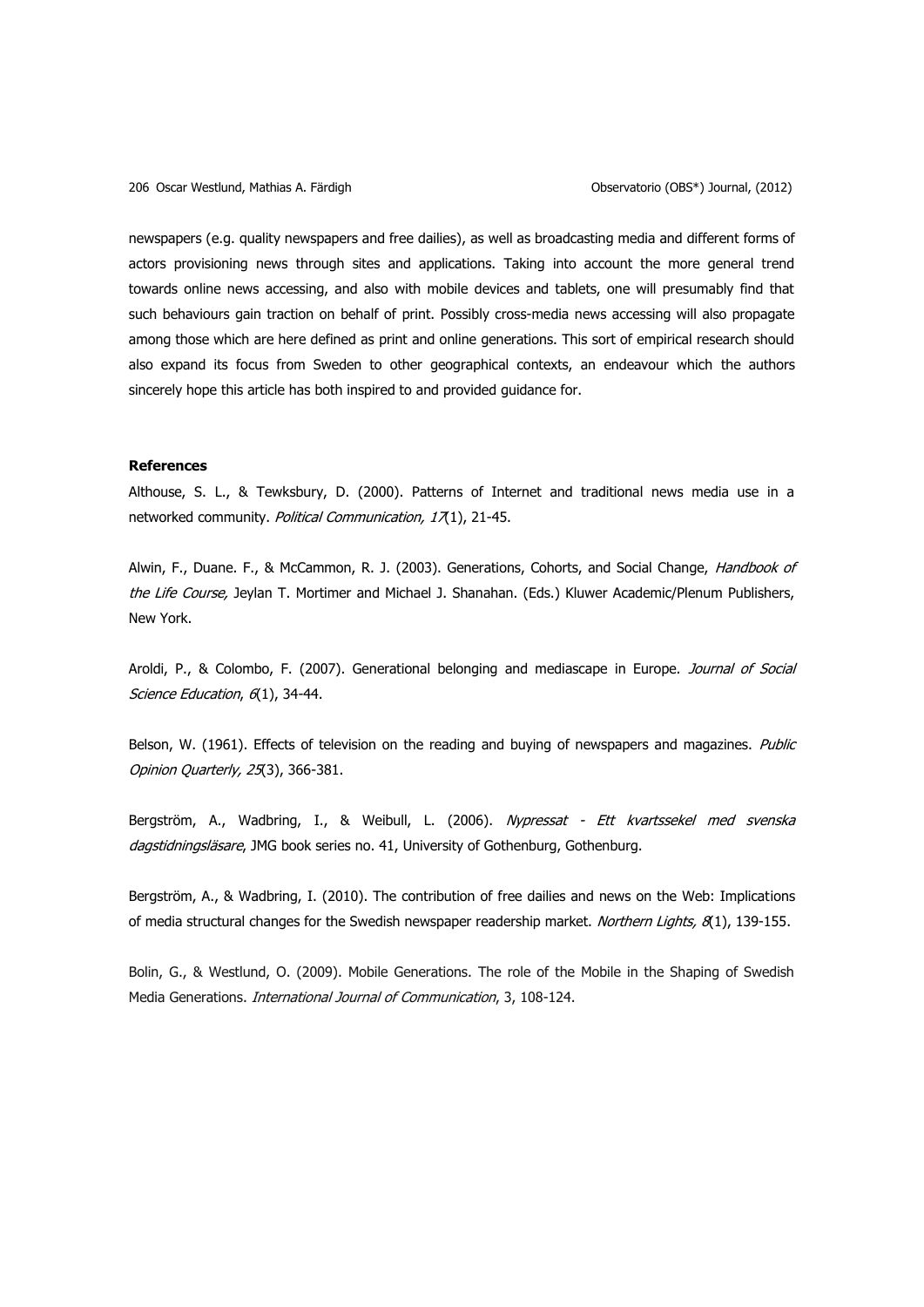newspapers (e.g. quality newspapers and free dailies), as well as broadcasting media and different forms of actors provisioning news through sites and applications. Taking into account the more general trend towards online news accessing, and also with mobile devices and tablets, one will presumably find that such behaviours gain traction on behalf of print. Possibly cross-media news accessing will also propagate among those which are here defined as print and online generations. This sort of empirical research should also expand its focus from Sweden to other geographical contexts, an endeavour which the authors sincerely hope this article has both inspired to and provided guidance for.

**References**

Althouse, S. L., & Tewksbury, D. (2000). Patterns of Internet and traditional news media use in a networked community. *Political Communication, 17*(1), 21-45.

Alwin, F., Duane. F., & McCammon, R. J. (2003). Generations, Cohorts, and Social Change, *Handbook of the Life Course,* Jeylan T. Mortimer and Michael J. Shanahan. (Eds.) Kluwer Academic/Plenum Publishers, New York.

Aroldi, P., & Colombo, F. (2007). Generational belonging and mediascape in Europe. *Journal of Social Science Education*, *6*(1), 34-44.

Belson, W. (1961). Effects of television on the reading and buying of newspapers and magazines. *Public Opinion Quarterly, 25*(3), 366-381.

Bergström, A., Wadbring, I., & Weibull, L. (2006). *Nypressat - Ett kvartssekel med svenska dagstidningsläsare*, JMG book series no. 41, University of Gothenburg, Gothenburg.

Bergström, A., & Wadbring, I. (2010). The contribution of free dailies and news on the Web: Implications of media structural changes for the Swedish newspaper readership market. *Northern Lights, 8*(1), 139-155.

Bolin, G., & Westlund, O. (2009). Mobile Generations. The role of the Mobile in the Shaping of Swedish Media Generations. *International Journal of Communication*, 3, 108-124.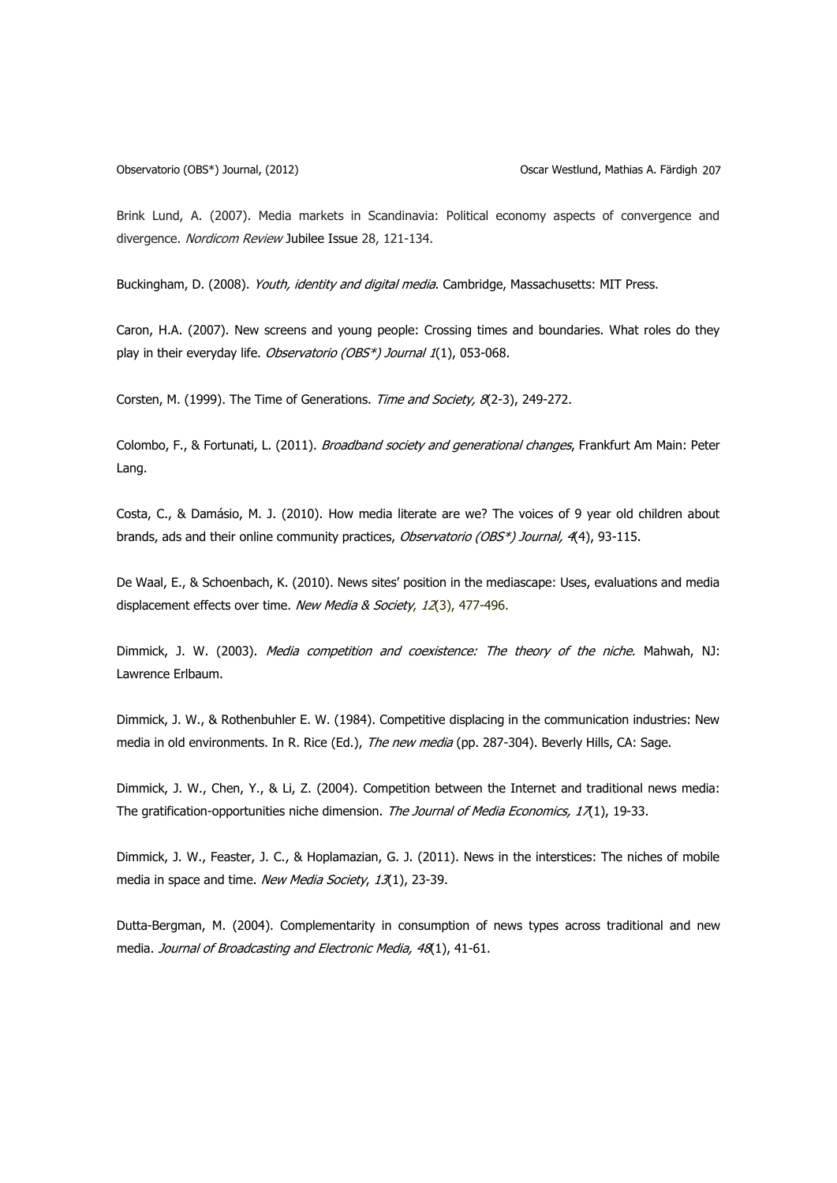Brink Lund, A. (2007). Media markets in Scandinavia: Political economy aspects of convergence and divergence. *Nordicom Review* Jubilee Issue 28, 121-134.

Buckingham, D. (2008). *Youth, identity and digital media*. Cambridge, Massachusetts: MIT Press.

Caron, H.A. (2007). New screens and young people: Crossing times and boundaries. What roles do they play in their everyday life. *Observatorio (OBS*) Journal 1*(1), 053-068.

Corsten, M. (1999). The Time of Generations. *Time and Society, 8*(2-3), 249-272.

Colombo, F., & Fortunati, L. (2011). *Broadband society and generational changes*, Frankfurt Am Main: Peter Lang.

Costa, C., & Damásio, M. J. (2010). How media literate are we? The voices of 9 year old children about brands, ads and their online community practices, *Observatorio (OBS*) Journal, 4*(4), 93-115.

De Waal, E., & Schoenbach, K. (2010). News sites' position in the mediascape: Uses, evaluations and media displacement effects over time. *New Media & Society*, *12*(3), 477-496.

Dimmick, J. W. (2003). *Media competition and coexistence: The theory of the niche.* Mahwah, NJ: Lawrence Erlbaum.

Dimmick, J. W., & Rothenbuhler E. W. (1984). Competitive displacing in the communication industries: New media in old environments. In R. Rice (Ed.), *The new media* (pp. 287-304). Beverly Hills, CA: Sage.

Dimmick, J. W., Chen, Y., & Li, Z. (2004). Competition between the Internet and traditional news media: The gratification-opportunities niche dimension. *The Journal of Media Economics, 17*(1), 19-33.

Dimmick, J. W., Feaster, J. C., & Hoplamazian, G. J. (2011). News in the interstices: The niches of mobile media in space and time. *New Media Society*, *13*(1), 23-39.

Dutta-Bergman, M. (2004). Complementarity in consumption of news types across traditional and new media. *Journal of Broadcasting and Electronic Media, 48*(1), 41-61.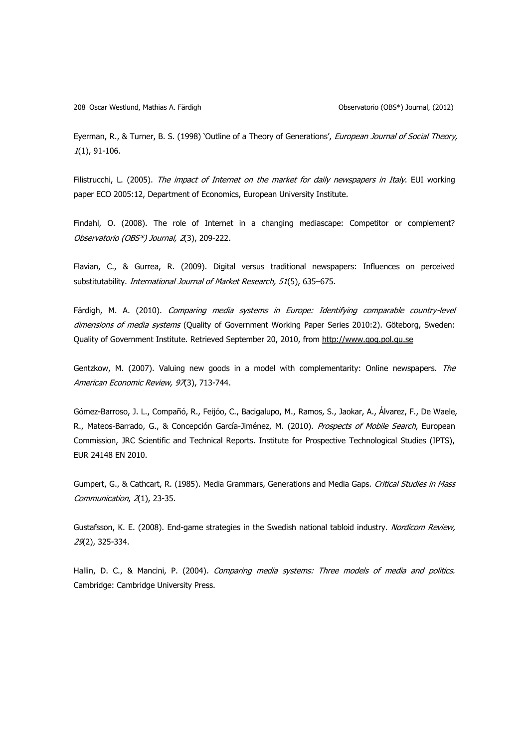Eyerman, R., & Turner, B. S. (1998) 'Outline of a Theory of Generations', *European Journal of Social Theory, 1*(1), 91-106.

Filistrucchi, L. (2005). *The impact of Internet on the market for daily newspapers in Italy*. EUI working paper ECO 2005:12, Department of Economics, European University Institute.

Findahl, O. (2008). The role of Internet in a changing mediascape: Competitor or complement? *Observatorio (OBS*) Journal, 2*(3), 209-222.

Flavian, C., & Gurrea, R. (2009). Digital versus traditional newspapers: Influences on perceived substitutability. *International Journal of Market Research, 51*(5), 635–675.

Färdigh, M. A. (2010). *Comparing media systems in Europe: Identifying comparable country-level dimensions of media systems* (Quality of Government Working Paper Series 2010:2). Göteborg, Sweden: Quality of Government Institute. Retrieved September 20, 2010, from http://www.qog.pol.gu.se

Gentzkow, M. (2007). Valuing new goods in a model with complementarity: Online newspapers. *The American Economic Review, 97*(3), 713-744.

Gómez-Barroso, J. L., Compañó, R., Feijóo, C., Bacigalupo, M., Ramos, S., Jaokar, A., Álvarez, F., De Waele, R., Mateos-Barrado, G., & Concepción García-Jiménez, M. (2010). *Prospects of Mobile Search*, European Commission, JRC Scientific and Technical Reports. Institute for Prospective Technological Studies (IPTS), EUR 24148 EN 2010.

Gumpert, G., & Cathcart, R. (1985). Media Grammars, Generations and Media Gaps. *Critical Studies in Mass Communication*, *2*(1), 23-35.

Gustafsson, K. E. (2008). End-game strategies in the Swedish national tabloid industry. *Nordicom Review, 29*(2), 325-334.

Hallin, D. C., & Mancini, P. (2004). *Comparing media systems: Three models of media and politics.* Cambridge: Cambridge University Press.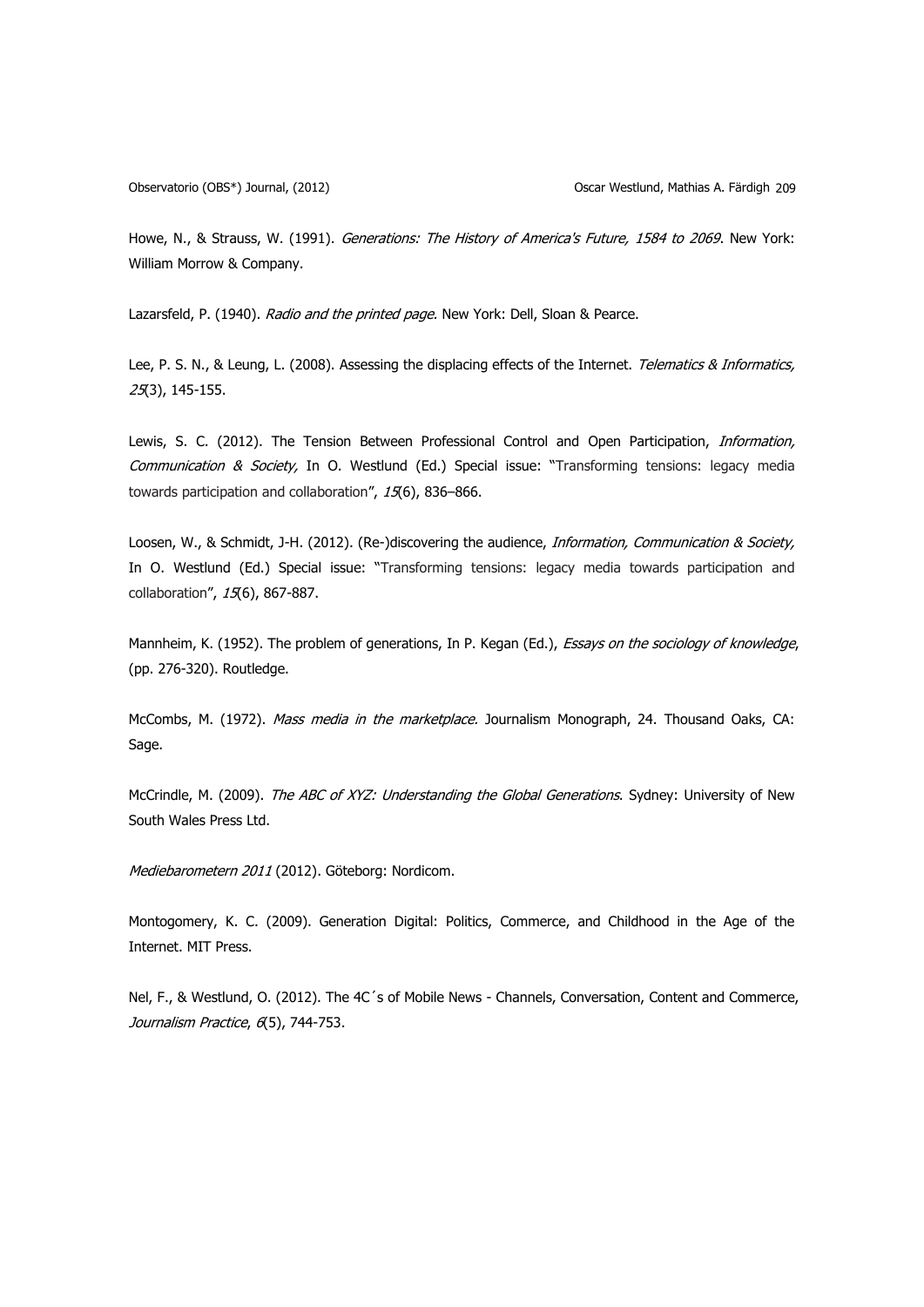Howe, N., & Strauss, W. (1991). *Generations: The History of America's Future, 1584 to 2069*. New York: William Morrow & Company.

Lazarsfeld, P. (1940). *Radio and the printed page.* New York: Dell, Sloan & Pearce.

Lee, P. S. N., & Leung, L. (2008). Assessing the displacing effects of the Internet. *Telematics & Informatics, 25*(3), 145-155.

Lewis, S. C. (2012). The Tension Between Professional Control and Open Participation, *Information, Communication & Society,* In O. Westlund (Ed.) Special issue: "Transforming tensions: legacy media towards participation and collaboration", *15*(6), 836–866.

Loosen, W., & Schmidt, J-H. (2012). (Re-)discovering the audience, *Information, Communication & Society,* In O. Westlund (Ed.) Special issue: "Transforming tensions: legacy media towards participation and collaboration", *15*(6), 867-887.

Mannheim, K. (1952). The problem of generations, In P. Kegan (Ed.), *Essays on the sociology of knowledge*, (pp. 276-320). Routledge.

McCombs, M. (1972). *Mass media in the marketplace.* Journalism Monograph, 24. Thousand Oaks, CA: Sage.

McCrindle, M. (2009). *The ABC of XYZ: Understanding the Global Generations*. Sydney: University of New South Wales Press Ltd.

*Mediebarometern 2011* (2012). Göteborg: Nordicom.

Montogomery, K. C. (2009). Generation Digital: Politics, Commerce, and Childhood in the Age of the Internet. MIT Press.

Nel, F., & Westlund, O. (2012). The 4C´s of Mobile News - Channels, Conversation, Content and Commerce, *Journalism Practice*, *6*(5), 744-753.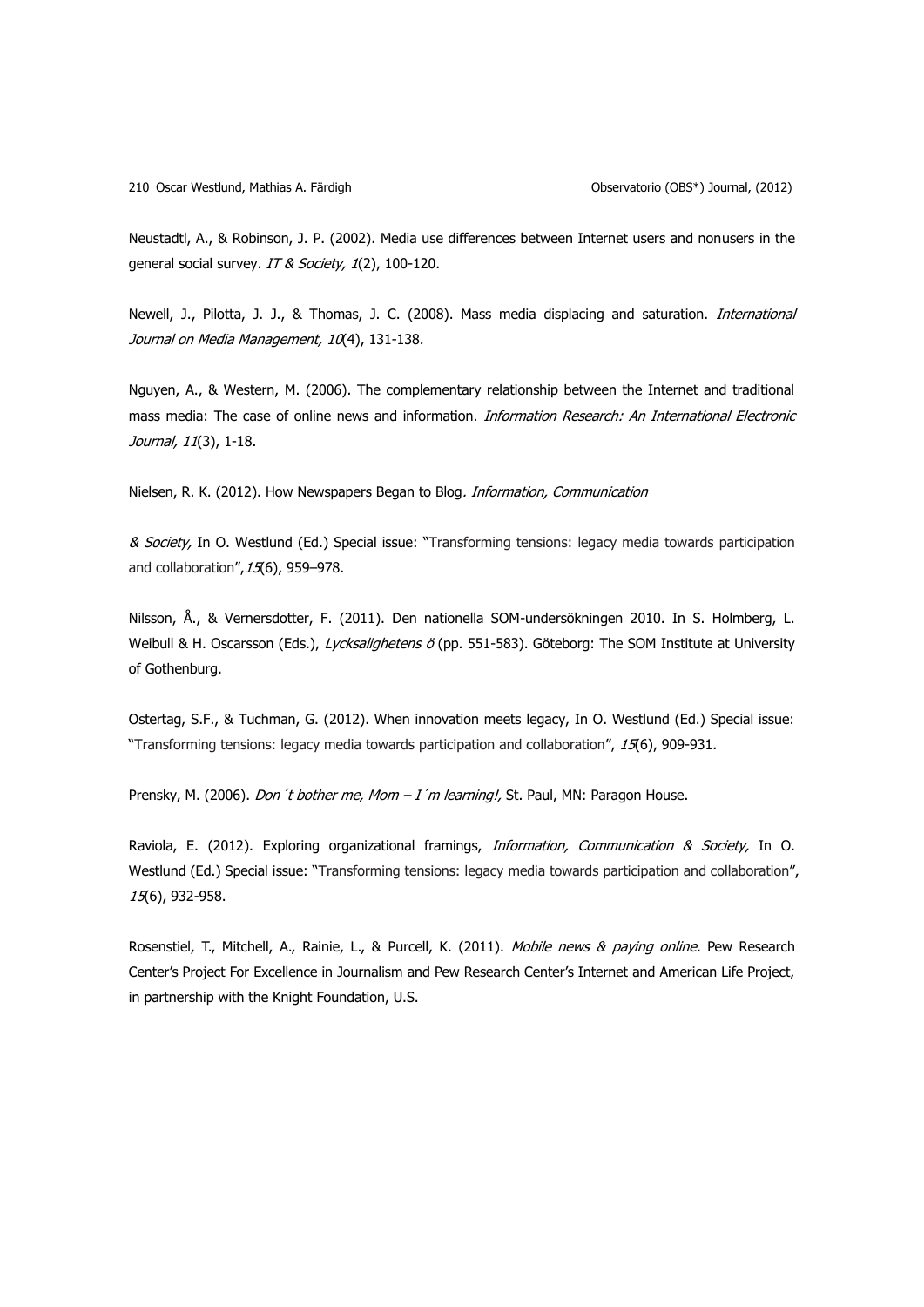Neustadtl, A., & Robinson, J. P. (2002). Media use differences between Internet users and nonusers in the general social survey. *IT & Society, 1*(2), 100-120.

Newell, J., Pilotta, J. J., & Thomas, J. C. (2008). Mass media displacing and saturation. *International Journal on Media Management, 10*(4), 131-138.

Nguyen, A., & Western, M. (2006). The complementary relationship between the Internet and traditional mass media: The case of online news and information. *Information Research: An International Electronic Journal, 11*(3), 1-18.

Nielsen, R. K. (2012). How Newspapers Began to Blog. *Information, Communication*

*& Society,* In O. Westlund (Ed.) Special issue: "Transforming tensions: legacy media towards participation and collaboration", *15*(6), 959–978.

Nilsson, Å., & Vernersdotter, F. (2011). Den nationella SOM-undersökningen 2010. In S. Holmberg, L. Weibull & H. Oscarsson (Eds.), *Lycksalighetens ö* (pp. 551-583). Göteborg: The SOM Institute at University of Gothenburg.

Ostertag, S.F., & Tuchman, G. (2012). When innovation meets legacy, In O. Westlund (Ed.) Special issue: "Transforming tensions: legacy media towards participation and collaboration", *15*(6), 909-931.

Prensky, M. (2006). *Don´t bother me, Mom – I´m learning!,* St. Paul, MN: Paragon House.

Raviola, E. (2012). Exploring organizational framings, *Information, Communication & Society,* In O. Westlund (Ed.) Special issue: "Transforming tensions: legacy media towards participation and collaboration", *15*(6), 932-958.

Rosenstiel, T., Mitchell, A., Rainie, L., & Purcell, K. (2011). *Mobile news & paying online.* Pew Research Center's Project For Excellence in Journalism and Pew Research Center's Internet and American Life Project, in partnership with the Knight Foundation, U.S.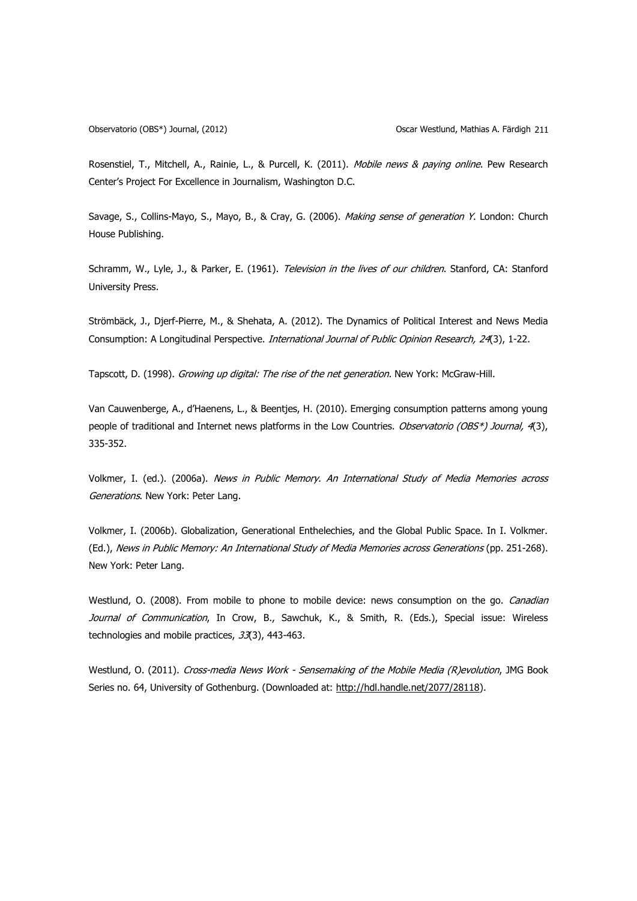Rosenstiel, T., Mitchell, A., Rainie, L., & Purcell, K. (2011). *Mobile news & paying online*. Pew Research Center's Project For Excellence in Journalism, Washington D.C.

Savage, S., Collins-Mayo, S., Mayo, B., & Cray, G. (2006). *Making sense of generation Y*. London: Church House Publishing.

Schramm, W., Lyle, J., & Parker, E. (1961). *Television in the lives of our children*. Stanford, CA: Stanford University Press.

Strömbäck, J., Djerf-Pierre, M., & Shehata, A. (2012). The Dynamics of Political Interest and News Media Consumption: A Longitudinal Perspective. *International Journal of Public Opinion Research, 24*(3), 1-22.

Tapscott, D. (1998). *Growing up digital: The rise of the net generation*. New York: McGraw-Hill.

Van Cauwenberge, A., d'Haenens, L., & Beentjes, H. (2010). Emerging consumption patterns among young people of traditional and Internet news platforms in the Low Countries. *Observatorio (OBS*) Journal, 4*(3), 335-352.

Volkmer, I. (ed.). (2006a). *News in Public Memory. An International Study of Media Memories across Generations*. New York: Peter Lang.

Volkmer, I. (2006b). Globalization, Generational Enthelechies, and the Global Public Space. In I. Volkmer. (Ed.), *News in Public Memory: An International Study of Media Memories across Generations* (pp. 251-268). New York: Peter Lang.

Westlund, O. (2008). From mobile to phone to mobile device: news consumption on the go. *Canadian Journal of Communication*, In Crow, B., Sawchuk, K., & Smith, R. (Eds.), Special issue: Wireless technologies and mobile practices, *33*(3), 443-463.

Westlund, O. (2011). *Cross-media News Work - Sensemaking of the Mobile Media (R)evolution*, JMG Book Series no. 64, University of Gothenburg. (Downloaded at: http://hdl.handle.net/2077/28118).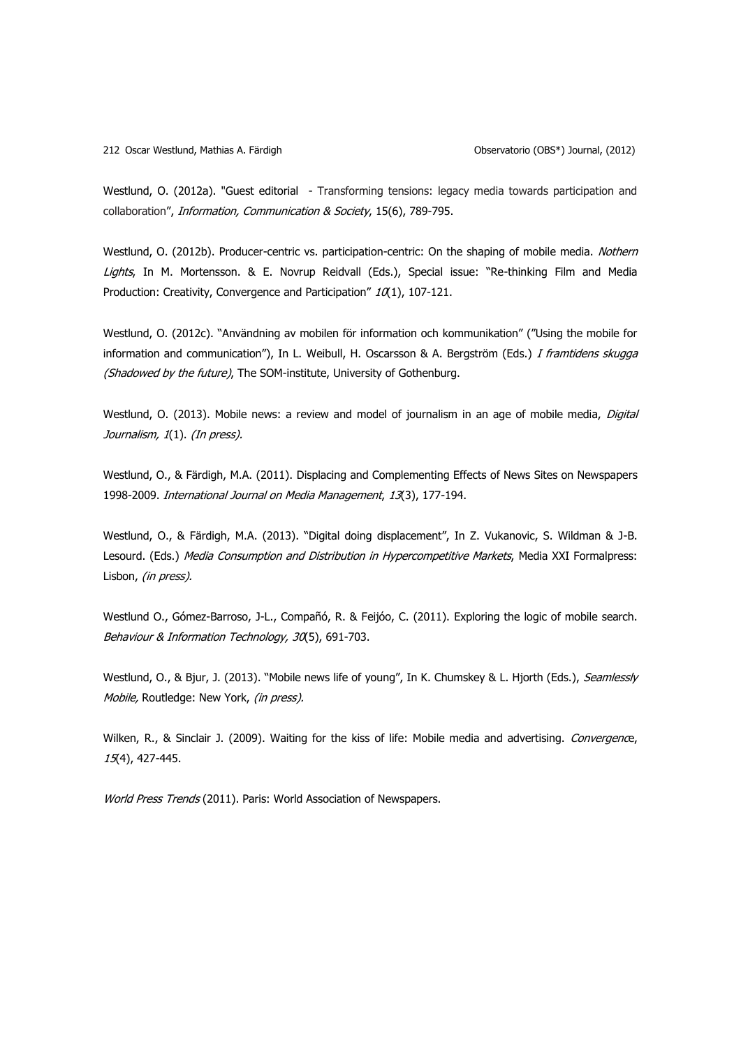Westlund, O. (2012a). "Guest editorial - Transforming tensions: legacy media towards participation and collaboration", *Information, Communication & Society*, 15(6), 789-795.

Westlund, O. (2012b). Producer-centric vs. participation-centric: On the shaping of mobile media. *Nothern Lights*, In M. Mortensson. & E. Novrup Reidvall (Eds.), Special issue: "Re-thinking Film and Media Production: Creativity, Convergence and Participation" *10*(1), 107-121.

Westlund, O. (2012c). "Användning av mobilen för information och kommunikation" ("Using the mobile for information and communication"), In L. Weibull, H. Oscarsson & A. Bergström (Eds.) *I framtidens skugga (Shadowed by the future)*, The SOM-institute, University of Gothenburg.

Westlund, O. (2013). Mobile news: a review and model of journalism in an age of mobile media, *Digital Journalism, 1*(1). *(In press).*

Westlund, O., & Färdigh, M.A. (2011). Displacing and Complementing Effects of News Sites on Newspapers 1998-2009. *International Journal on Media Management*, *13*(3), 177-194.

Westlund, O., & Färdigh, M.A. (2013). "Digital doing displacement", In Z. Vukanovic, S. Wildman & J-B. Lesourd. (Eds.) *Media Consumption and Distribution in Hypercompetitive Markets*, Media XXI Formalpress: Lisbon, *(in press).*

Westlund O., Gómez-Barroso, J-L., Compañó, R. & Feijóo, C. (2011). Exploring the logic of mobile search. *Behaviour & Information Technology, 30*(5), 691-703.

Westlund, O., & Bjur, J. (2013). "Mobile news life of young", In K. Chumskey & L. Hjorth (Eds.), *Seamlessly Mobile,* Routledge: New York, *(in press).*

Wilken, R., & Sinclair J. (2009). Waiting for the kiss of life: Mobile media and advertising. *Convergence*, *15*(4), 427-445.

*World Press Trends* (2011). Paris: World Association of Newspapers.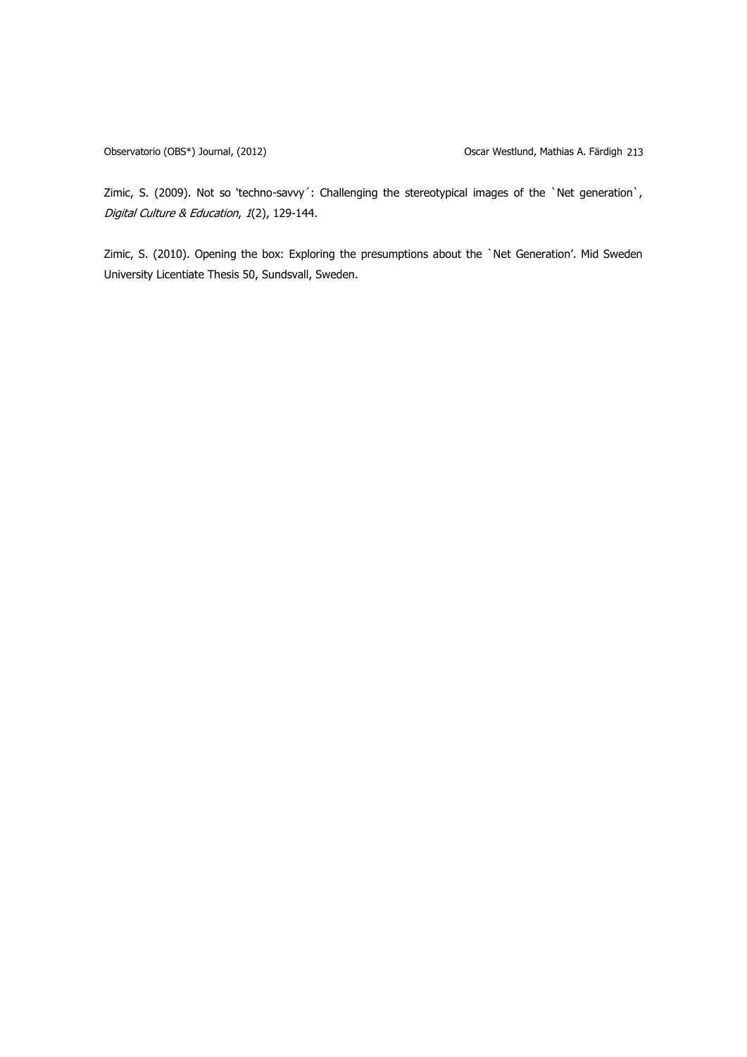Zimic, S. (2009). Not so 'techno-savvy´: Challenging the stereotypical images of the `Net generation`, *Digital Culture & Education*, *1*(2), 129-144.

Zimic, S. (2010). Opening the box: Exploring the presumptions about the `Net Generation'. Mid Sweden University Licentiate Thesis 50, Sundsvall, Sweden.